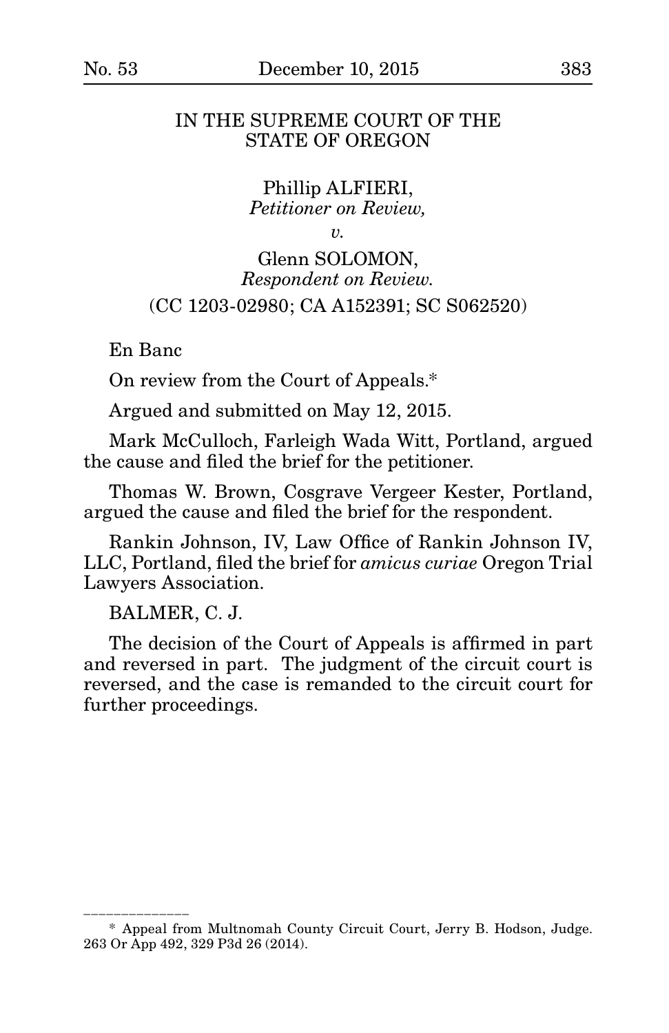IN THE SUPREME COURT OF THE STATE OF OREGON

Phillip ALFIERI,
*Petitioner on Review,*

*v.*

Glenn SOLOMON,
*Respondent on Review.*

(CC 1203-02980; CA A152391; SC S062520)

En Banc

On review from the Court of Appeals.*

Argued and submitted on May 12, 2015.

Mark McCulloch, Farleigh Wada Witt, Portland, argued the cause and filed the brief for the petitioner.

Thomas W. Brown, Cosgrave Vergeer Kester, Portland, argued the cause and filed the brief for the respondent.

Rankin Johnson, IV, Law Office of Rankin Johnson IV, LLC, Portland, filed the brief for *amicus curiae* Oregon Trial Lawyers Association.

BALMER, C. J.

The decision of the Court of Appeals is affirmed in part and reversed in part. The judgment of the circuit court is reversed, and the case is remanded to the circuit court for further proceedings.

---

\* Appeal from Multnomah County Circuit Court, Jerry B. Hodson, Judge. 263 Or App 492, 329 P3d 26 (2014).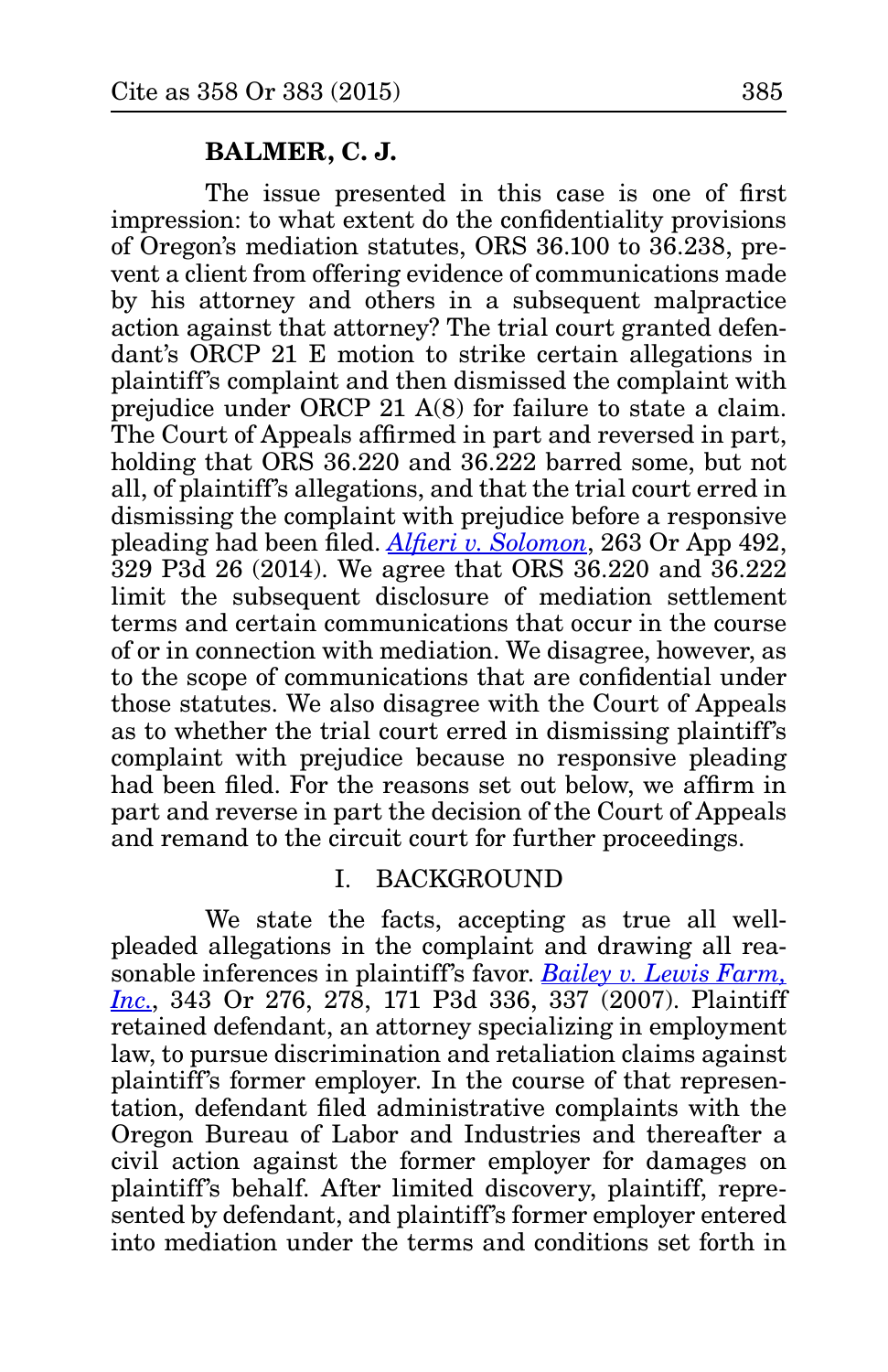**BALMER, C. J.**

The issue presented in this case is one of first impression: to what extent do the confidentiality provisions of Oregon's mediation statutes, ORS 36.100 to 36.238, prevent a client from offering evidence of communications made by his attorney and others in a subsequent malpractice action against that attorney? The trial court granted defendant's ORCP 21 E motion to strike certain allegations in plaintiff's complaint and then dismissed the complaint with prejudice under ORCP 21 A(8) for failure to state a claim. The Court of Appeals affirmed in part and reversed in part, holding that ORS 36.220 and 36.222 barred some, but not all, of plaintiff's allegations, and that the trial court erred in dismissing the complaint with prejudice before a responsive pleading had been filed. *Alfieri v. Solomon*, 263 Or App 492, 329 P3d 26 (2014). We agree that ORS 36.220 and 36.222 limit the subsequent disclosure of mediation settlement terms and certain communications that occur in the course of or in connection with mediation. We disagree, however, as to the scope of communications that are confidential under those statutes. We also disagree with the Court of Appeals as to whether the trial court erred in dismissing plaintiff's complaint with prejudice because no responsive pleading had been filed. For the reasons set out below, we affirm in part and reverse in part the decision of the Court of Appeals and remand to the circuit court for further proceedings.

## I. BACKGROUND

We state the facts, accepting as true all well-pleaded allegations in the complaint and drawing all reasonable inferences in plaintiff's favor. *Bailey v. Lewis Farm, Inc.*, 343 Or 276, 278, 171 P3d 336, 337 (2007). Plaintiff retained defendant, an attorney specializing in employment law, to pursue discrimination and retaliation claims against plaintiff's former employer. In the course of that representation, defendant filed administrative complaints with the Oregon Bureau of Labor and Industries and thereafter a civil action against the former employer for damages on plaintiff's behalf. After limited discovery, plaintiff, represented by defendant, and plaintiff's former employer entered into mediation under the terms and conditions set forth in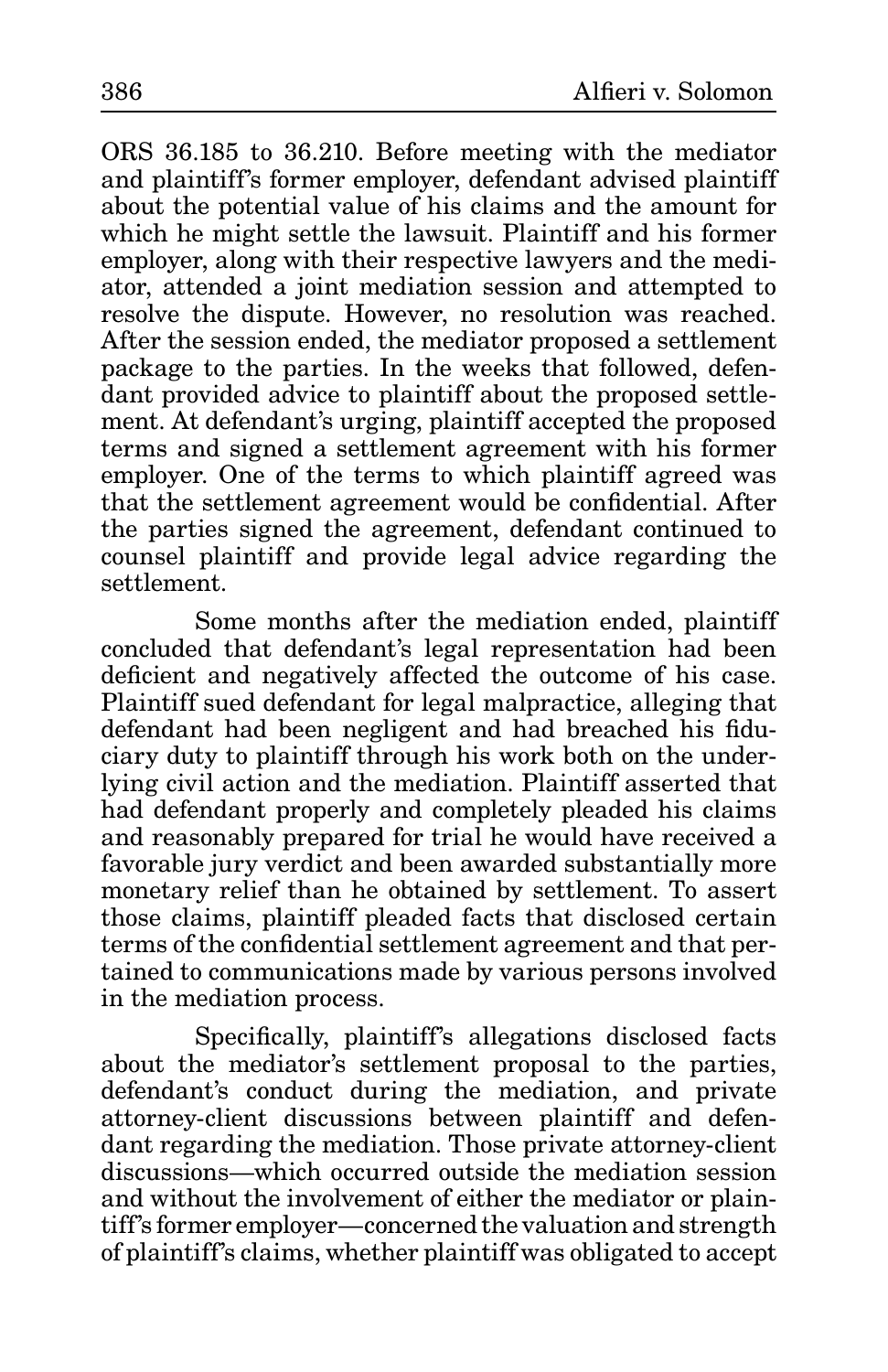ORS 36.185 to 36.210. Before meeting with the mediator and plaintiff's former employer, defendant advised plaintiff about the potential value of his claims and the amount for which he might settle the lawsuit. Plaintiff and his former employer, along with their respective lawyers and the mediator, attended a joint mediation session and attempted to resolve the dispute. However, no resolution was reached. After the session ended, the mediator proposed a settlement package to the parties. In the weeks that followed, defendant provided advice to plaintiff about the proposed settlement. At defendant's urging, plaintiff accepted the proposed terms and signed a settlement agreement with his former employer. One of the terms to which plaintiff agreed was that the settlement agreement would be confidential. After the parties signed the agreement, defendant continued to counsel plaintiff and provide legal advice regarding the settlement.

Some months after the mediation ended, plaintiff concluded that defendant's legal representation had been deficient and negatively affected the outcome of his case. Plaintiff sued defendant for legal malpractice, alleging that defendant had been negligent and had breached his fiduciary duty to plaintiff through his work both on the underlying civil action and the mediation. Plaintiff asserted that had defendant properly and completely pleaded his claims and reasonably prepared for trial he would have received a favorable jury verdict and been awarded substantially more monetary relief than he obtained by settlement. To assert those claims, plaintiff pleaded facts that disclosed certain terms of the confidential settlement agreement and that pertained to communications made by various persons involved in the mediation process.

Specifically, plaintiff's allegations disclosed facts about the mediator's settlement proposal to the parties, defendant's conduct during the mediation, and private attorney-client discussions between plaintiff and defendant regarding the mediation. Those private attorney-client discussions—which occurred outside the mediation session and without the involvement of either the mediator or plaintiff's former employer—concerned the valuation and strength of plaintiff's claims, whether plaintiff was obligated to accept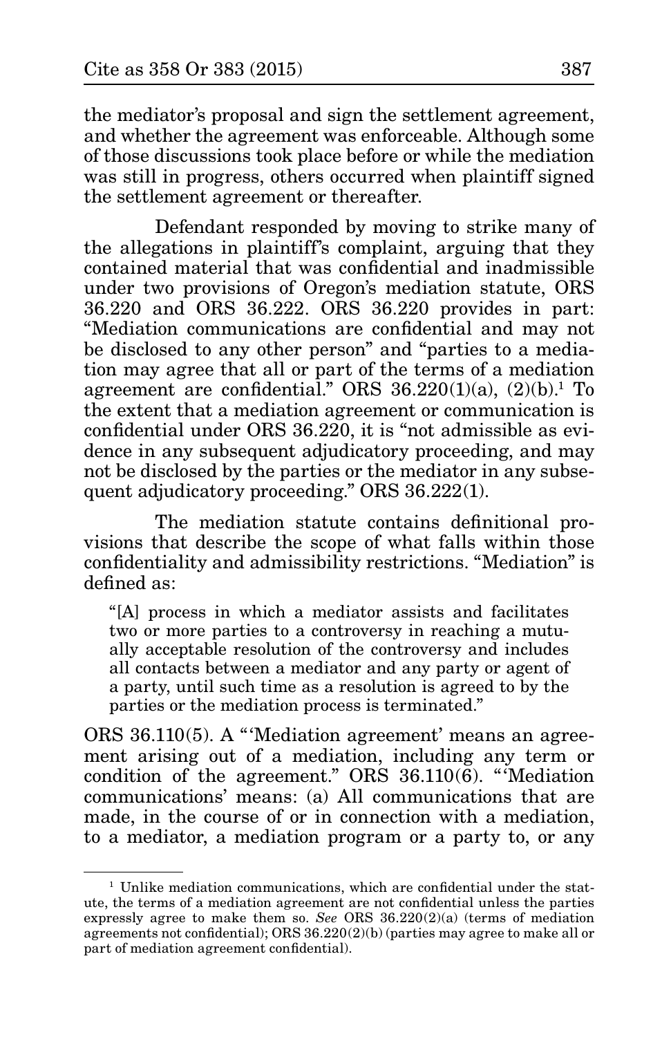the mediator's proposal and sign the settlement agreement, and whether the agreement was enforceable. Although some of those discussions took place before or while the mediation was still in progress, others occurred when plaintiff signed the settlement agreement or thereafter.

Defendant responded by moving to strike many of the allegations in plaintiff's complaint, arguing that they contained material that was confidential and inadmissible under two provisions of Oregon's mediation statute, ORS 36.220 and ORS 36.222. ORS 36.220 provides in part: "Mediation communications are confidential and may not be disclosed to any other person" and "parties to a mediation may agree that all or part of the terms of a mediation agreement are confidential." ORS 36.220(1)(a), (2)(b).[1] To the extent that a mediation agreement or communication is confidential under ORS 36.220, it is "not admissible as evidence in any subsequent adjudicatory proceeding, and may not be disclosed by the parties or the mediator in any subsequent adjudicatory proceeding." ORS 36.222(1).

The mediation statute contains definitional provisions that describe the scope of what falls within those confidentiality and admissibility restrictions. "Mediation" is defined as:

> "[A] process in which a mediator assists and facilitates two or more parties to a controversy in reaching a mutually acceptable resolution of the controversy and includes all contacts between a mediator and any party or agent of a party, until such time as a resolution is agreed to by the parties or the mediation process is terminated."

ORS 36.110(5). A "'Mediation agreement' means an agreement arising out of a mediation, including any term or condition of the agreement." ORS 36.110(6). "'Mediation communications' means: (a) All communications that are made, in the course of or in connection with a mediation, to a mediator, a mediation program or a party to, or any

---

[1] Unlike mediation communications, which are confidential under the statute, the terms of a mediation agreement are not confidential unless the parties expressly agree to make them so. *See* ORS 36.220(2)(a) (terms of mediation agreements not confidential); ORS 36.220(2)(b) (parties may agree to make all or part of mediation agreement confidential).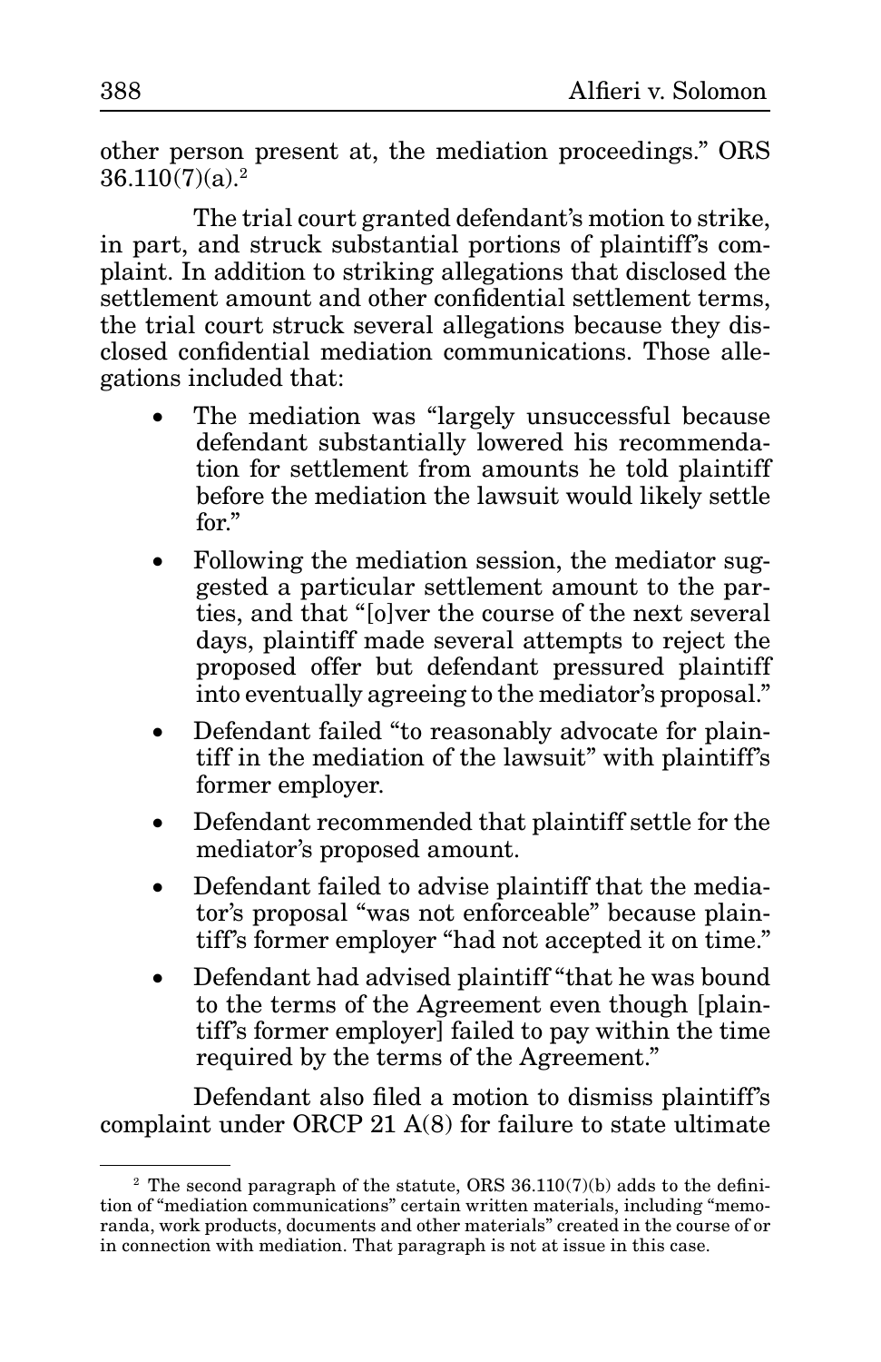other person present at, the mediation proceedings." ORS 36.110(7)(a).[2]

The trial court granted defendant's motion to strike, in part, and struck substantial portions of plaintiff's complaint. In addition to striking allegations that disclosed the settlement amount and other confidential settlement terms, the trial court struck several allegations because they disclosed confidential mediation communications. Those allegations included that:

- The mediation was "largely unsuccessful because defendant substantially lowered his recommendation for settlement from amounts he told plaintiff before the mediation the lawsuit would likely settle for."
- Following the mediation session, the mediator suggested a particular settlement amount to the parties, and that "[o]ver the course of the next several days, plaintiff made several attempts to reject the proposed offer but defendant pressured plaintiff into eventually agreeing to the mediator's proposal."
- Defendant failed "to reasonably advocate for plaintiff in the mediation of the lawsuit" with plaintiff's former employer.
- Defendant recommended that plaintiff settle for the mediator's proposed amount.
- Defendant failed to advise plaintiff that the mediator's proposal "was not enforceable" because plaintiff's former employer "had not accepted it on time."
- Defendant had advised plaintiff "that he was bound to the terms of the Agreement even though [plaintiff's former employer] failed to pay within the time required by the terms of the Agreement."

Defendant also filed a motion to dismiss plaintiff's complaint under ORCP 21 A(8) for failure to state ultimate

---

[2] The second paragraph of the statute, ORS 36.110(7)(b) adds to the definition of "mediation communications" certain written materials, including "memoranda, work products, documents and other materials" created in the course of or in connection with mediation. That paragraph is not at issue in this case.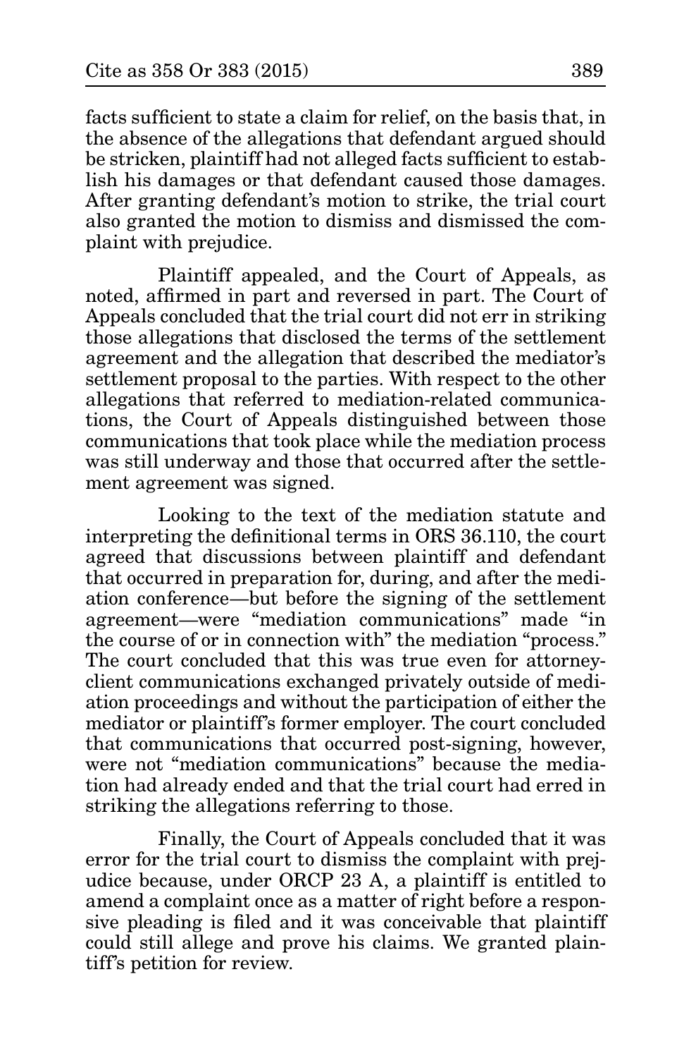facts sufficient to state a claim for relief, on the basis that, in the absence of the allegations that defendant argued should be stricken, plaintiff had not alleged facts sufficient to establish his damages or that defendant caused those damages. After granting defendant's motion to strike, the trial court also granted the motion to dismiss and dismissed the complaint with prejudice.

Plaintiff appealed, and the Court of Appeals, as noted, affirmed in part and reversed in part. The Court of Appeals concluded that the trial court did not err in striking those allegations that disclosed the terms of the settlement agreement and the allegation that described the mediator's settlement proposal to the parties. With respect to the other allegations that referred to mediation-related communications, the Court of Appeals distinguished between those communications that took place while the mediation process was still underway and those that occurred after the settlement agreement was signed.

Looking to the text of the mediation statute and interpreting the definitional terms in ORS 36.110, the court agreed that discussions between plaintiff and defendant that occurred in preparation for, during, and after the mediation conference—but before the signing of the settlement agreement—were "mediation communications" made "in the course of or in connection with" the mediation "process." The court concluded that this was true even for attorney-client communications exchanged privately outside of mediation proceedings and without the participation of either the mediator or plaintiff's former employer. The court concluded that communications that occurred post-signing, however, were not "mediation communications" because the mediation had already ended and that the trial court had erred in striking the allegations referring to those.

Finally, the Court of Appeals concluded that it was error for the trial court to dismiss the complaint with prejudice because, under ORCP 23 A, a plaintiff is entitled to amend a complaint once as a matter of right before a responsive pleading is filed and it was conceivable that plaintiff could still allege and prove his claims. We granted plaintiff's petition for review.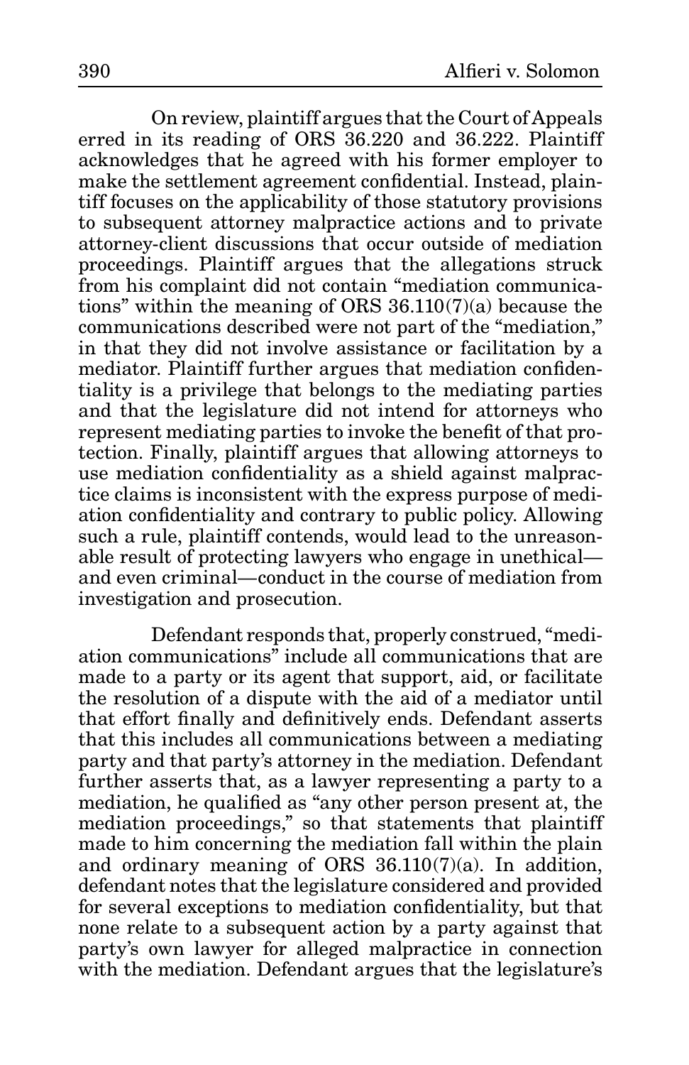On review, plaintiff argues that the Court of Appeals erred in its reading of ORS 36.220 and 36.222. Plaintiff acknowledges that he agreed with his former employer to make the settlement agreement confidential. Instead, plaintiff focuses on the applicability of those statutory provisions to subsequent attorney malpractice actions and to private attorney-client discussions that occur outside of mediation proceedings. Plaintiff argues that the allegations struck from his complaint did not contain "mediation communications" within the meaning of ORS 36.110(7)(a) because the communications described were not part of the "mediation," in that they did not involve assistance or facilitation by a mediator. Plaintiff further argues that mediation confidentiality is a privilege that belongs to the mediating parties and that the legislature did not intend for attorneys who represent mediating parties to invoke the benefit of that protection. Finally, plaintiff argues that allowing attorneys to use mediation confidentiality as a shield against malpractice claims is inconsistent with the express purpose of mediation confidentiality and contrary to public policy. Allowing such a rule, plaintiff contends, would lead to the unreasonable result of protecting lawyers who engage in unethical—and even criminal—conduct in the course of mediation from investigation and prosecution.

Defendant responds that, properly construed, "mediation communications" include all communications that are made to a party or its agent that support, aid, or facilitate the resolution of a dispute with the aid of a mediator until that effort finally and definitively ends. Defendant asserts that this includes all communications between a mediating party and that party's attorney in the mediation. Defendant further asserts that, as a lawyer representing a party to a mediation, he qualified as "any other person present at, the mediation proceedings," so that statements that plaintiff made to him concerning the mediation fall within the plain and ordinary meaning of ORS 36.110(7)(a). In addition, defendant notes that the legislature considered and provided for several exceptions to mediation confidentiality, but that none relate to a subsequent action by a party against that party's own lawyer for alleged malpractice in connection with the mediation. Defendant argues that the legislature's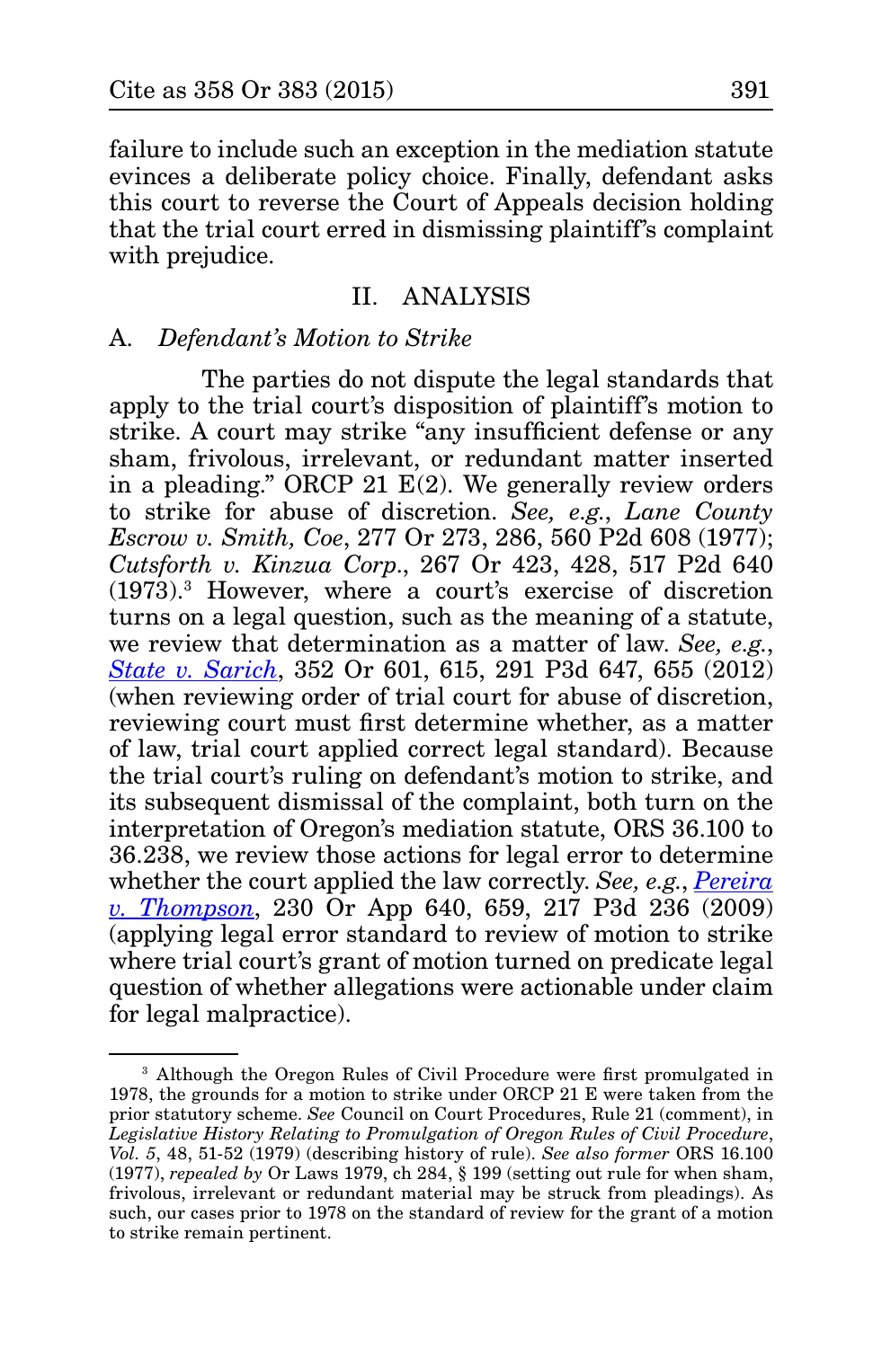failure to include such an exception in the mediation statute evinces a deliberate policy choice. Finally, defendant asks this court to reverse the Court of Appeals decision holding that the trial court erred in dismissing plaintiff's complaint with prejudice.

## II. ANALYSIS

### A. *Defendant's Motion to Strike*

The parties do not dispute the legal standards that apply to the trial court's disposition of plaintiff's motion to strike. A court may strike "any insufficient defense or any sham, frivolous, irrelevant, or redundant matter inserted in a pleading." ORCP 21 E(2). We generally review orders to strike for abuse of discretion. *See, e.g.*, *Lane County Escrow v. Smith, Coe*, 277 Or 273, 286, 560 P2d 608 (1977); *Cutsforth v. Kinzua Corp.*, 267 Or 423, 428, 517 P2d 640 (1973).[3] However, where a court's exercise of discretion turns on a legal question, such as the meaning of a statute, we review that determination as a matter of law. *See, e.g.*, *State v. Sarich*, 352 Or 601, 615, 291 P3d 647, 655 (2012) (when reviewing order of trial court for abuse of discretion, reviewing court must first determine whether, as a matter of law, trial court applied correct legal standard). Because the trial court's ruling on defendant's motion to strike, and its subsequent dismissal of the complaint, both turn on the interpretation of Oregon's mediation statute, ORS 36.100 to 36.238, we review those actions for legal error to determine whether the court applied the law correctly. *See, e.g.*, *Pereira v. Thompson*, 230 Or App 640, 659, 217 P3d 236 (2009) (applying legal error standard to review of motion to strike where trial court's grant of motion turned on predicate legal question of whether allegations were actionable under claim for legal malpractice).

---

[3] Although the Oregon Rules of Civil Procedure were first promulgated in 1978, the grounds for a motion to strike under ORCP 21 E were taken from the prior statutory scheme. *See* Council on Court Procedures, Rule 21 (comment), in *Legislative History Relating to Promulgation of Oregon Rules of Civil Procedure*, *Vol. 5*, 48, 51-52 (1979) (describing history of rule). *See also former* ORS 16.100 (1977), *repealed by* Or Laws 1979, ch 284, § 199 (setting out rule for when sham, frivolous, irrelevant or redundant material may be struck from pleadings). As such, our cases prior to 1978 on the standard of review for the grant of a motion to strike remain pertinent.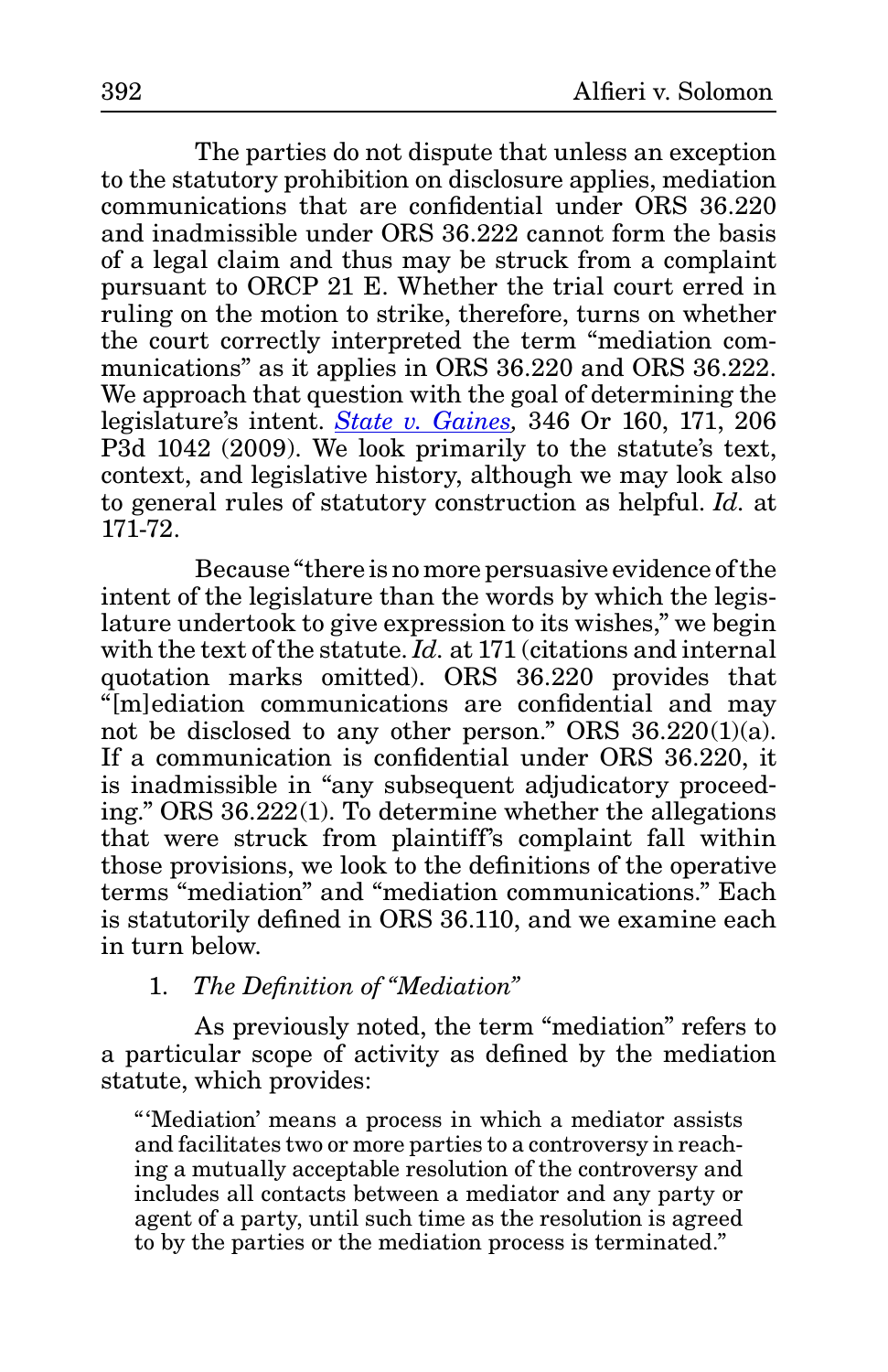The parties do not dispute that unless an exception to the statutory prohibition on disclosure applies, mediation communications that are confidential under ORS 36.220 and inadmissible under ORS 36.222 cannot form the basis of a legal claim and thus may be struck from a complaint pursuant to ORCP 21 E. Whether the trial court erred in ruling on the motion to strike, therefore, turns on whether the court correctly interpreted the term "mediation communications" as it applies in ORS 36.220 and ORS 36.222. We approach that question with the goal of determining the legislature's intent. *State v. Gaines*, 346 Or 160, 171, 206 P3d 1042 (2009). We look primarily to the statute's text, context, and legislative history, although we may look also to general rules of statutory construction as helpful. *Id.* at 171-72.

Because "there is no more persuasive evidence of the intent of the legislature than the words by which the legislature undertook to give expression to its wishes," we begin with the text of the statute. *Id.* at 171 (citations and internal quotation marks omitted). ORS 36.220 provides that "[m]ediation communications are confidential and may not be disclosed to any other person." ORS 36.220(1)(a). If a communication is confidential under ORS 36.220, it is inadmissible in "any subsequent adjudicatory proceeding." ORS 36.222(1). To determine whether the allegations that were struck from plaintiff's complaint fall within those provisions, we look to the definitions of the operative terms "mediation" and "mediation communications." Each is statutorily defined in ORS 36.110, and we examine each in turn below.

1. *The Definition of "Mediation"*

As previously noted, the term "mediation" refers to a particular scope of activity as defined by the mediation statute, which provides:

> "'Mediation' means a process in which a mediator assists and facilitates two or more parties to a controversy in reaching a mutually acceptable resolution of the controversy and includes all contacts between a mediator and any party or agent of a party, until such time as the resolution is agreed to by the parties or the mediation process is terminated."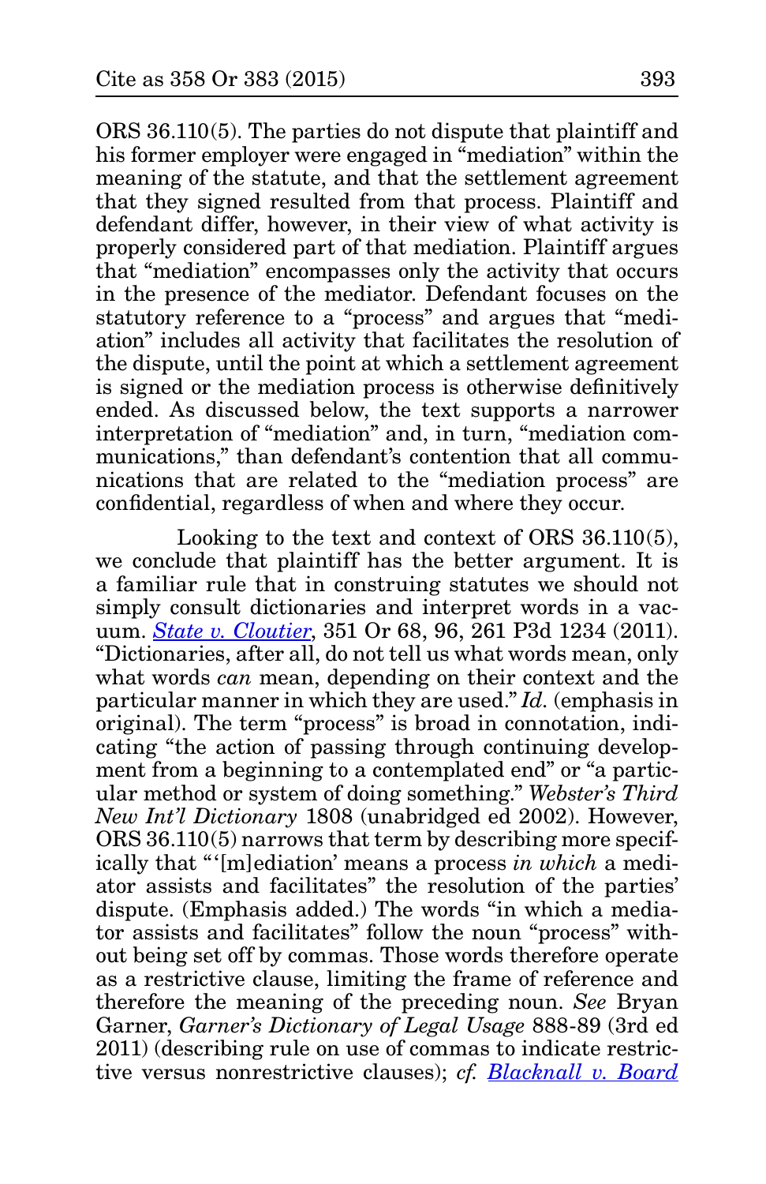ORS 36.110(5). The parties do not dispute that plaintiff and his former employer were engaged in "mediation" within the meaning of the statute, and that the settlement agreement that they signed resulted from that process. Plaintiff and defendant differ, however, in their view of what activity is properly considered part of that mediation. Plaintiff argues that "mediation" encompasses only the activity that occurs in the presence of the mediator. Defendant focuses on the statutory reference to a "process" and argues that "mediation" includes all activity that facilitates the resolution of the dispute, until the point at which a settlement agreement is signed or the mediation process is otherwise definitively ended. As discussed below, the text supports a narrower interpretation of "mediation" and, in turn, "mediation communications," than defendant's contention that all communications that are related to the "mediation process" are confidential, regardless of when and where they occur.

Looking to the text and context of ORS 36.110(5), we conclude that plaintiff has the better argument. It is a familiar rule that in construing statutes we should not simply consult dictionaries and interpret words in a vacuum. *State v. Cloutier*, 351 Or 68, 96, 261 P3d 1234 (2011). "Dictionaries, after all, do not tell us what words mean, only what words *can* mean, depending on their context and the particular manner in which they are used." *Id.* (emphasis in original). The term "process" is broad in connotation, indicating "the action of passing through continuing development from a beginning to a contemplated end" or "a particular method or system of doing something." *Webster's Third New Int'l Dictionary* 1808 (unabridged ed 2002). However, ORS 36.110(5) narrows that term by describing more specifically that "'[m]ediation' means a process *in which* a mediator assists and facilitates" the resolution of the parties' dispute. (Emphasis added.) The words "in which a mediator assists and facilitates" follow the noun "process" without being set off by commas. Those words therefore operate as a restrictive clause, limiting the frame of reference and therefore the meaning of the preceding noun. *See* Bryan Garner, *Garner's Dictionary of Legal Usage* 888-89 (3rd ed 2011) (describing rule on use of commas to indicate restrictive versus nonrestrictive clauses); *cf.* *Blacknall v. Board*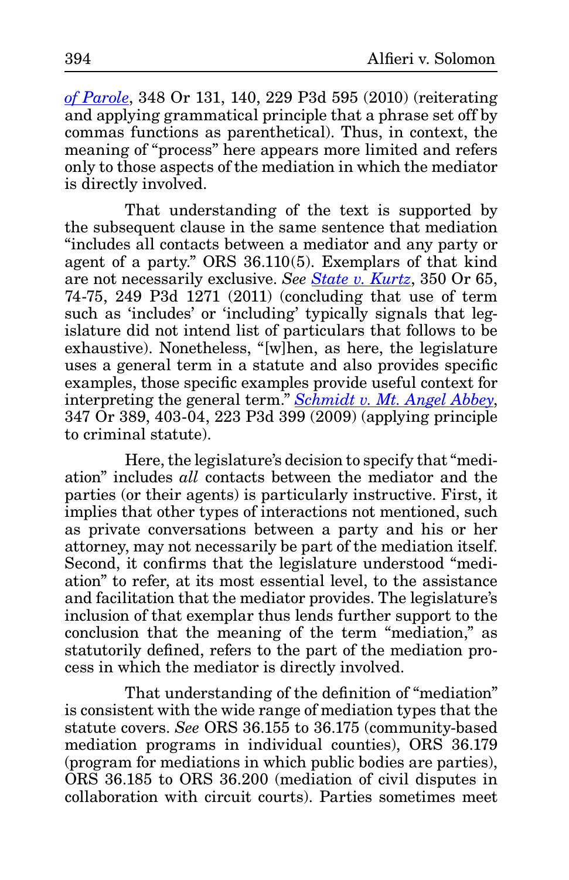*of Parole*, 348 Or 131, 140, 229 P3d 595 (2010) (reiterating and applying grammatical principle that a phrase set off by commas functions as parenthetical). Thus, in context, the meaning of "process" here appears more limited and refers only to those aspects of the mediation in which the mediator is directly involved.

That understanding of the text is supported by the subsequent clause in the same sentence that mediation "includes all contacts between a mediator and any party or agent of a party." ORS 36.110(5). Exemplars of that kind are not necessarily exclusive. *See State v. Kurtz*, 350 Or 65, 74-75, 249 P3d 1271 (2011) (concluding that use of term such as 'includes' or 'including' typically signals that legislature did not intend list of particulars that follows to be exhaustive). Nonetheless, "[w]hen, as here, the legislature uses a general term in a statute and also provides specific examples, those specific examples provide useful context for interpreting the general term." *Schmidt v. Mt. Angel Abbey*, 347 Or 389, 403-04, 223 P3d 399 (2009) (applying principle to criminal statute).

Here, the legislature's decision to specify that "mediation" includes *all* contacts between the mediator and the parties (or their agents) is particularly instructive. First, it implies that other types of interactions not mentioned, such as private conversations between a party and his or her attorney, may not necessarily be part of the mediation itself. Second, it confirms that the legislature understood "mediation" to refer, at its most essential level, to the assistance and facilitation that the mediator provides. The legislature's inclusion of that exemplar thus lends further support to the conclusion that the meaning of the term "mediation," as statutorily defined, refers to the part of the mediation process in which the mediator is directly involved.

That understanding of the definition of "mediation" is consistent with the wide range of mediation types that the statute covers. *See* ORS 36.155 to 36.175 (community-based mediation programs in individual counties), ORS 36.179 (program for mediations in which public bodies are parties), ORS 36.185 to ORS 36.200 (mediation of civil disputes in collaboration with circuit courts). Parties sometimes meet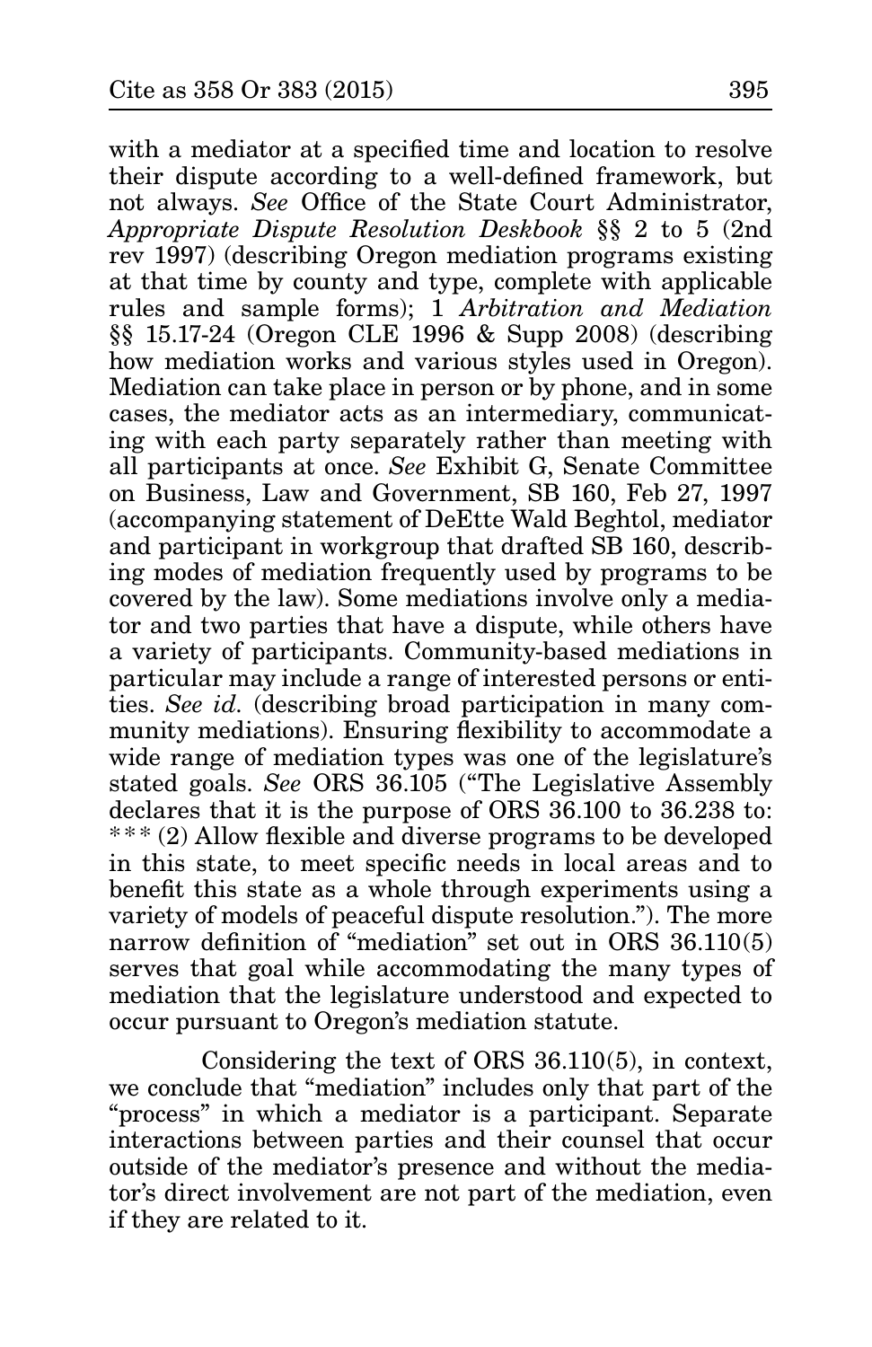with a mediator at a specified time and location to resolve their dispute according to a well-defined framework, but not always. *See* Office of the State Court Administrator, *Appropriate Dispute Resolution Deskbook* §§ 2 to 5 (2nd rev 1997) (describing Oregon mediation programs existing at that time by county and type, complete with applicable rules and sample forms); 1 *Arbitration and Mediation* §§ 15.17-24 (Oregon CLE 1996 & Supp 2008) (describing how mediation works and various styles used in Oregon). Mediation can take place in person or by phone, and in some cases, the mediator acts as an intermediary, communicating with each party separately rather than meeting with all participants at once. *See* Exhibit G, Senate Committee on Business, Law and Government, SB 160, Feb 27, 1997 (accompanying statement of DeEtte Wald Beghtol, mediator and participant in workgroup that drafted SB 160, describing modes of mediation frequently used by programs to be covered by the law). Some mediations involve only a mediator and two parties that have a dispute, while others have a variety of participants. Community-based mediations in particular may include a range of interested persons or entities. *See id.* (describing broad participation in many community mediations). Ensuring flexibility to accommodate a wide range of mediation types was one of the legislature's stated goals. *See* ORS 36.105 ("The Legislative Assembly declares that it is the purpose of ORS 36.100 to 36.238 to: * * * (2) Allow flexible and diverse programs to be developed in this state, to meet specific needs in local areas and to benefit this state as a whole through experiments using a variety of models of peaceful dispute resolution."). The more narrow definition of "mediation" set out in ORS 36.110(5) serves that goal while accommodating the many types of mediation that the legislature understood and expected to occur pursuant to Oregon's mediation statute.

Considering the text of ORS 36.110(5), in context, we conclude that "mediation" includes only that part of the "process" in which a mediator is a participant. Separate interactions between parties and their counsel that occur outside of the mediator's presence and without the mediator's direct involvement are not part of the mediation, even if they are related to it.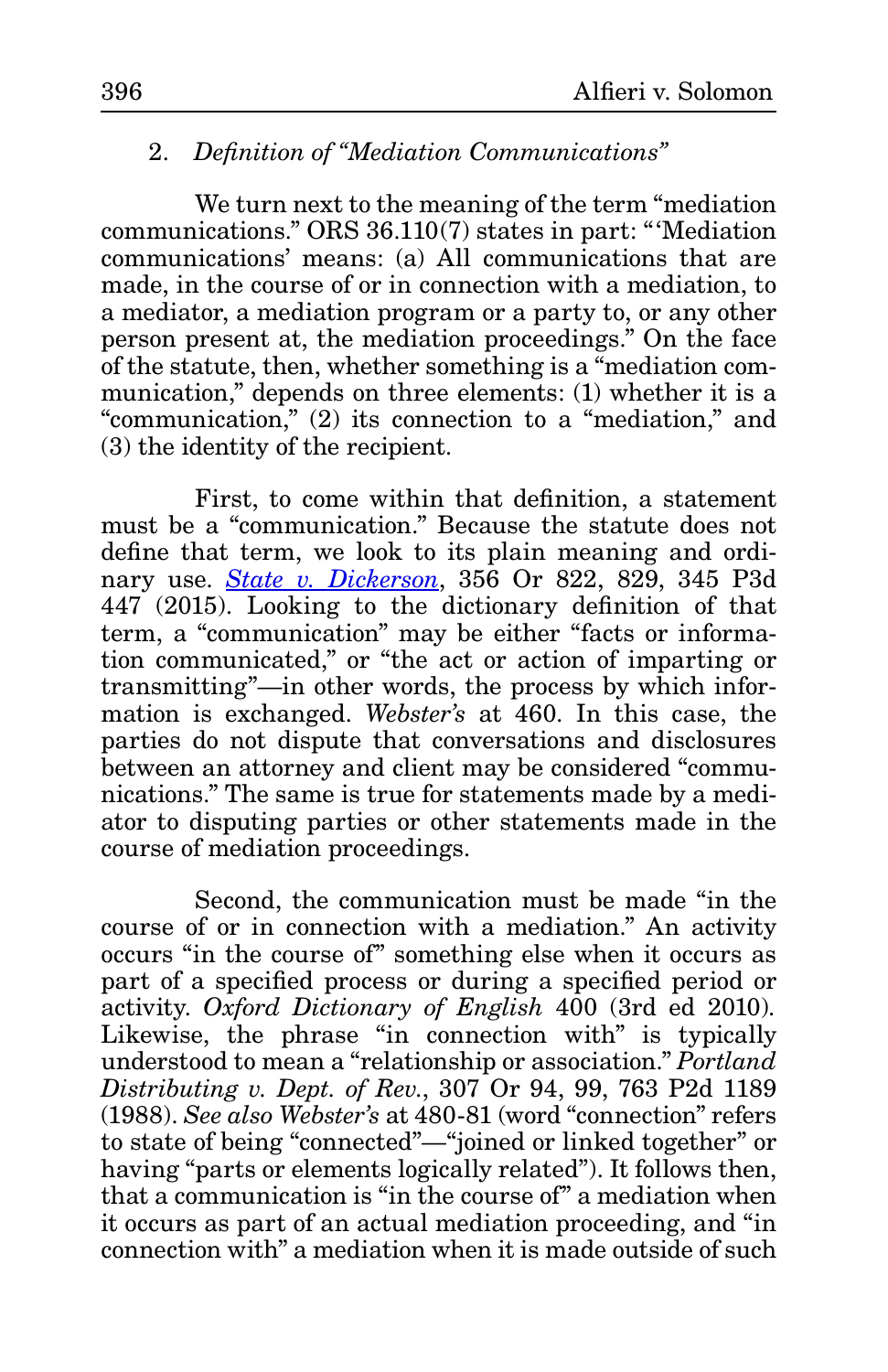2. *Definition of "Mediation Communications"*

We turn next to the meaning of the term "mediation communications." ORS 36.110(7) states in part: "'Mediation communications' means: (a) All communications that are made, in the course of or in connection with a mediation, to a mediator, a mediation program or a party to, or any other person present at, the mediation proceedings." On the face of the statute, then, whether something is a "mediation communication," depends on three elements: (1) whether it is a "communication," (2) its connection to a "mediation," and (3) the identity of the recipient.

First, to come within that definition, a statement must be a "communication." Because the statute does not define that term, we look to its plain meaning and ordinary use. *State v. Dickerson*, 356 Or 822, 829, 345 P3d 447 (2015). Looking to the dictionary definition of that term, a "communication" may be either "facts or information communicated," or "the act or action of imparting or transmitting"—in other words, the process by which information is exchanged. *Webster's* at 460. In this case, the parties do not dispute that conversations and disclosures between an attorney and client may be considered "communications." The same is true for statements made by a mediator to disputing parties or other statements made in the course of mediation proceedings.

Second, the communication must be made "in the course of or in connection with a mediation." An activity occurs "in the course of" something else when it occurs as part of a specified process or during a specified period or activity. *Oxford Dictionary of English* 400 (3rd ed 2010). Likewise, the phrase "in connection with" is typically understood to mean a "relationship or association." *Portland Distributing v. Dept. of Rev.*, 307 Or 94, 99, 763 P2d 1189 (1988). *See also Webster's* at 480-81 (word "connection" refers to state of being "connected"—"joined or linked together" or having "parts or elements logically related"). It follows then, that a communication is "in the course of" a mediation when it occurs as part of an actual mediation proceeding, and "in connection with" a mediation when it is made outside of such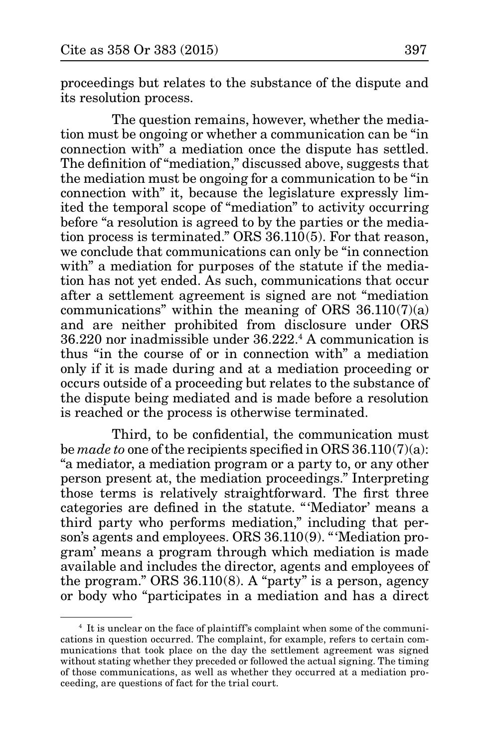proceedings but relates to the substance of the dispute and its resolution process.

The question remains, however, whether the mediation must be ongoing or whether a communication can be "in connection with" a mediation once the dispute has settled. The definition of "mediation," discussed above, suggests that the mediation must be ongoing for a communication to be "in connection with" it, because the legislature expressly limited the temporal scope of "mediation" to activity occurring before "a resolution is agreed to by the parties or the mediation process is terminated." ORS 36.110(5). For that reason, we conclude that communications can only be "in connection with" a mediation for purposes of the statute if the mediation has not yet ended. As such, communications that occur after a settlement agreement is signed are not "mediation communications" within the meaning of ORS 36.110(7)(a) and are neither prohibited from disclosure under ORS 36.220 nor inadmissible under 36.222.[4] A communication is thus "in the course of or in connection with" a mediation only if it is made during and at a mediation proceeding or occurs outside of a proceeding but relates to the substance of the dispute being mediated and is made before a resolution is reached or the process is otherwise terminated.

Third, to be confidential, the communication must be *made to* one of the recipients specified in ORS 36.110(7)(a): "a mediator, a mediation program or a party to, or any other person present at, the mediation proceedings." Interpreting those terms is relatively straightforward. The first three categories are defined in the statute. "'Mediator' means a third party who performs mediation," including that person's agents and employees. ORS 36.110(9). "'Mediation program' means a program through which mediation is made available and includes the director, agents and employees of the program." ORS 36.110(8). A "party" is a person, agency or body who "participates in a mediation and has a direct

---

[4] It is unclear on the face of plaintiff's complaint when some of the communications in question occurred. The complaint, for example, refers to certain communications that took place on the day the settlement agreement was signed without stating whether they preceded or followed the actual signing. The timing of those communications, as well as whether they occurred at a mediation proceeding, are questions of fact for the trial court.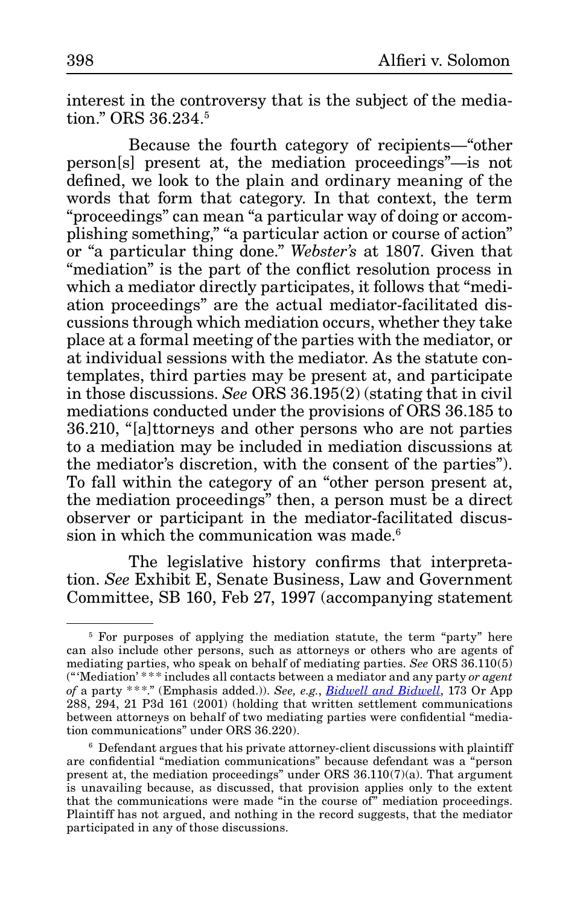interest in the controversy that is the subject of the mediation." ORS 36.234.[5]

Because the fourth category of recipients—"other person[s] present at, the mediation proceedings"—is not defined, we look to the plain and ordinary meaning of the words that form that category. In that context, the term "proceedings" can mean "a particular way of doing or accomplishing something," "a particular action or course of action" or "a particular thing done." *Webster's* at 1807. Given that "mediation" is the part of the conflict resolution process in which a mediator directly participates, it follows that "mediation proceedings" are the actual mediator-facilitated discussions through which mediation occurs, whether they take place at a formal meeting of the parties with the mediator, or at individual sessions with the mediator. As the statute contemplates, third parties may be present at, and participate in those discussions. *See* ORS 36.195(2) (stating that in civil mediations conducted under the provisions of ORS 36.185 to 36.210, "[a]ttorneys and other persons who are not parties to a mediation may be included in mediation discussions at the mediator's discretion, with the consent of the parties"). To fall within the category of an "other person present at, the mediation proceedings" then, a person must be a direct observer or participant in the mediator-facilitated discussion in which the communication was made.[6]

The legislative history confirms that interpretation. *See* Exhibit E, Senate Business, Law and Government Committee, SB 160, Feb 27, 1997 (accompanying statement

---

[5] For purposes of applying the mediation statute, the term "party" here can also include other persons, such as attorneys or others who are agents of mediating parties, who speak on behalf of mediating parties. *See* ORS 36.110(5) ("'Mediation' \*\*\* includes all contacts between a mediator and any party *or agent of* a party \*\*\*." (Emphasis added.)). *See, e.g.*, *Bidwell and Bidwell*, 173 Or App 288, 294, 21 P3d 161 (2001) (holding that written settlement communications between attorneys on behalf of two mediating parties were confidential "mediation communications" under ORS 36.220).

[6] Defendant argues that his private attorney-client discussions with plaintiff are confidential "mediation communications" because defendant was a "person present at, the mediation proceedings" under ORS 36.110(7)(a). That argument is unavailing because, as discussed, that provision applies only to the extent that the communications were made "in the course of" mediation proceedings. Plaintiff has not argued, and nothing in the record suggests, that the mediator participated in any of those discussions.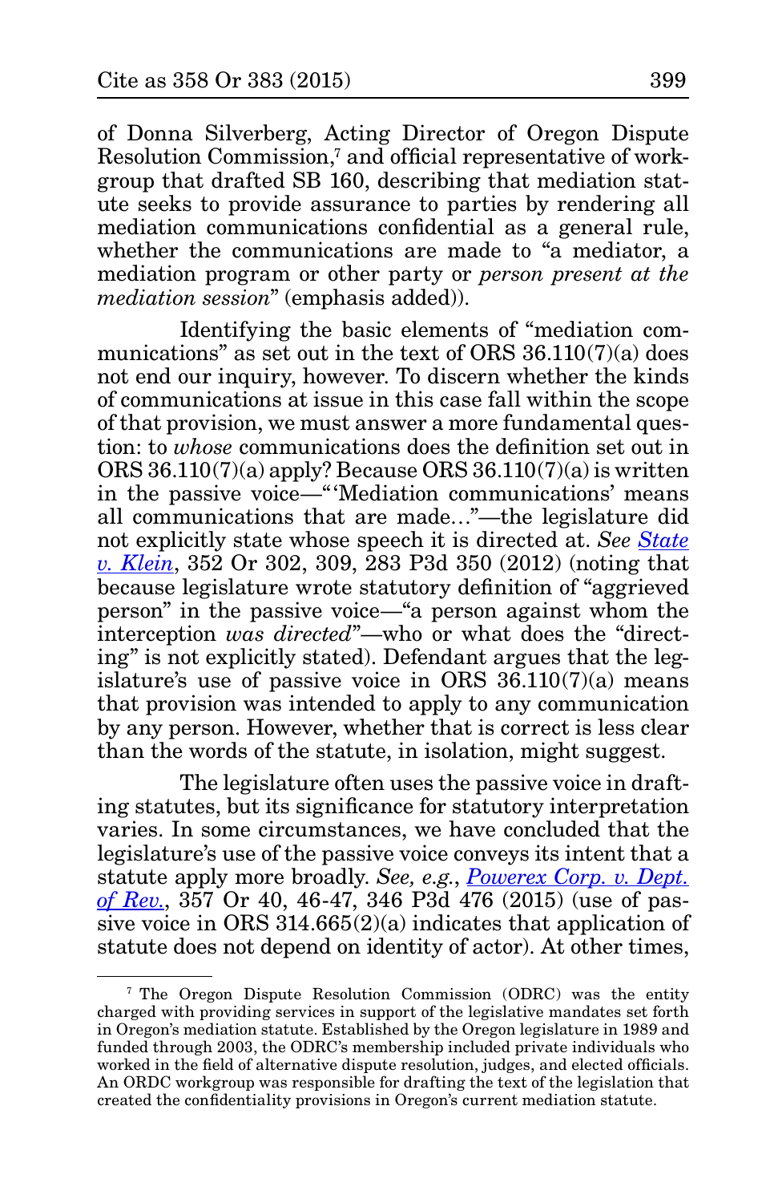of Donna Silverberg, Acting Director of Oregon Dispute Resolution Commission,[7] and official representative of workgroup that drafted SB 160, describing that mediation statute seeks to provide assurance to parties by rendering all mediation communications confidential as a general rule, whether the communications are made to "a mediator, a mediation program or other party or *person present at the mediation session*" (emphasis added)).

Identifying the basic elements of "mediation communications" as set out in the text of ORS 36.110(7)(a) does not end our inquiry, however. To discern whether the kinds of communications at issue in this case fall within the scope of that provision, we must answer a more fundamental question: to *whose* communications does the definition set out in ORS 36.110(7)(a) apply? Because ORS 36.110(7)(a) is written in the passive voice—"'Mediation communications' means all communications that are made…"—the legislature did not explicitly state whose speech it is directed at. *See State v. Klein*, 352 Or 302, 309, 283 P3d 350 (2012) (noting that because legislature wrote statutory definition of "aggrieved person" in the passive voice—"a person against whom the interception *was directed*"—who or what does the "directing" is not explicitly stated). Defendant argues that the legislature's use of passive voice in ORS 36.110(7)(a) means that provision was intended to apply to any communication by any person. However, whether that is correct is less clear than the words of the statute, in isolation, might suggest.

The legislature often uses the passive voice in drafting statutes, but its significance for statutory interpretation varies. In some circumstances, we have concluded that the legislature's use of the passive voice conveys its intent that a statute apply more broadly. *See, e.g.*, *Powerex Corp. v. Dept. of Rev.*, 357 Or 40, 46-47, 346 P3d 476 (2015) (use of passive voice in ORS 314.665(2)(a) indicates that application of statute does not depend on identity of actor). At other times,

---

[7] The Oregon Dispute Resolution Commission (ODRC) was the entity charged with providing services in support of the legislative mandates set forth in Oregon's mediation statute. Established by the Oregon legislature in 1989 and funded through 2003, the ODRC's membership included private individuals who worked in the field of alternative dispute resolution, judges, and elected officials. An ORDC workgroup was responsible for drafting the text of the legislation that created the confidentiality provisions in Oregon's current mediation statute.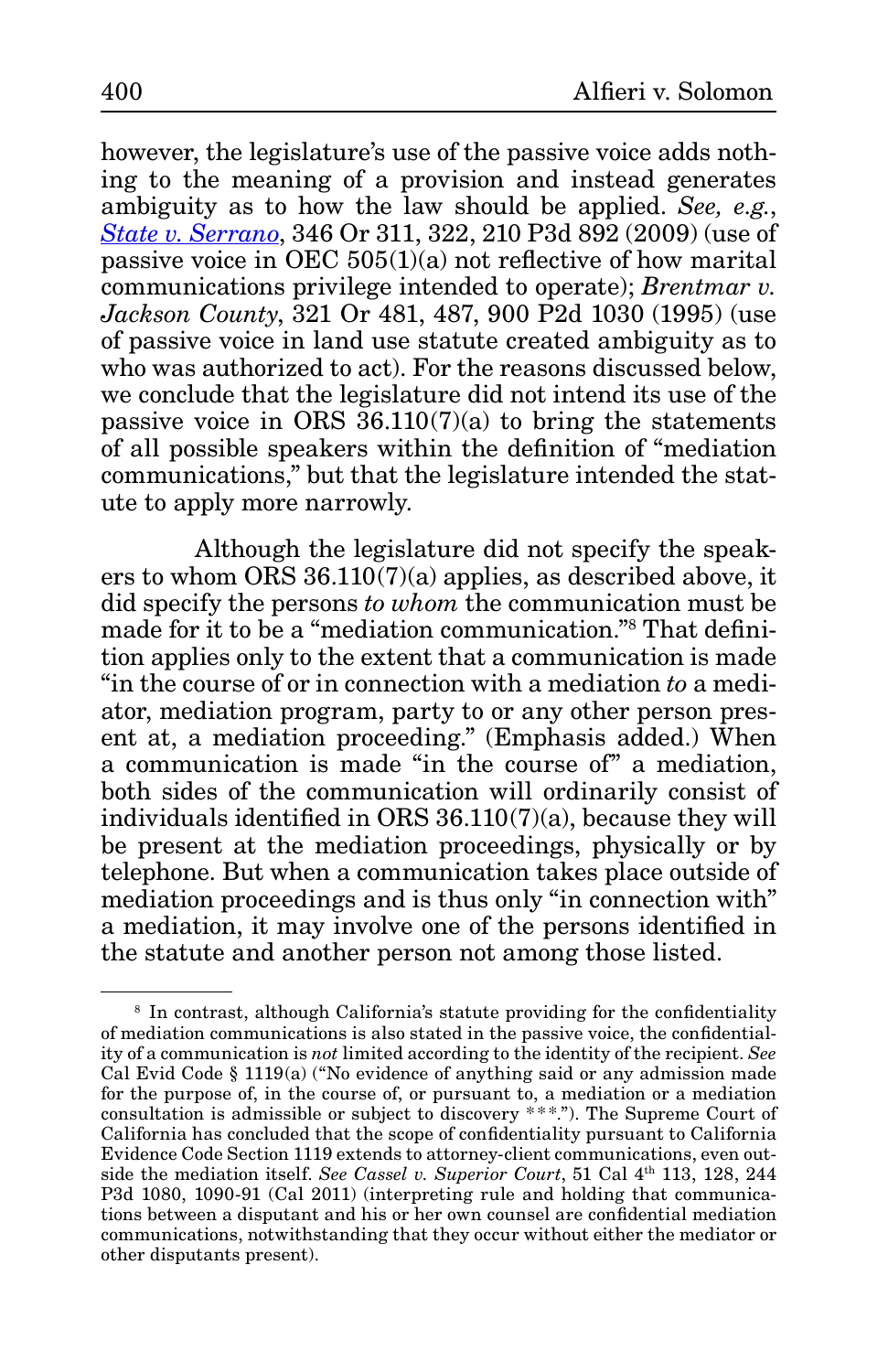however, the legislature's use of the passive voice adds nothing to the meaning of a provision and instead generates ambiguity as to how the law should be applied. *See, e.g.*, *State v. Serrano*, 346 Or 311, 322, 210 P3d 892 (2009) (use of passive voice in OEC 505(1)(a) not reflective of how marital communications privilege intended to operate); *Brentmar v. Jackson County*, 321 Or 481, 487, 900 P2d 1030 (1995) (use of passive voice in land use statute created ambiguity as to who was authorized to act). For the reasons discussed below, we conclude that the legislature did not intend its use of the passive voice in ORS 36.110(7)(a) to bring the statements of all possible speakers within the definition of "mediation communications," but that the legislature intended the statute to apply more narrowly.

Although the legislature did not specify the speakers to whom ORS 36.110(7)(a) applies, as described above, it did specify the persons *to whom* the communication must be made for it to be a "mediation communication."[8] That definition applies only to the extent that a communication is made "in the course of or in connection with a mediation *to* a mediator, mediation program, party to or any other person present at, a mediation proceeding." (Emphasis added.) When a communication is made "in the course of" a mediation, both sides of the communication will ordinarily consist of individuals identified in ORS 36.110(7)(a), because they will be present at the mediation proceedings, physically or by telephone. But when a communication takes place outside of mediation proceedings and is thus only "in connection with" a mediation, it may involve one of the persons identified in the statute and another person not among those listed.

---

[8] In contrast, although California's statute providing for the confidentiality of mediation communications is also stated in the passive voice, the confidentiality of a communication is *not* limited according to the identity of the recipient. *See* Cal Evid Code § 1119(a) ("No evidence of anything said or any admission made for the purpose of, in the course of, or pursuant to, a mediation or a mediation consultation is admissible or subject to discovery * * *."). The Supreme Court of California has concluded that the scope of confidentiality pursuant to California Evidence Code Section 1119 extends to attorney-client communications, even outside the mediation itself. *See Cassel v. Superior Court*, 51 Cal 4th 113, 128, 244 P3d 1080, 1090-91 (Cal 2011) (interpreting rule and holding that communications between a disputant and his or her own counsel are confidential mediation communications, notwithstanding that they occur without either the mediator or other disputants present).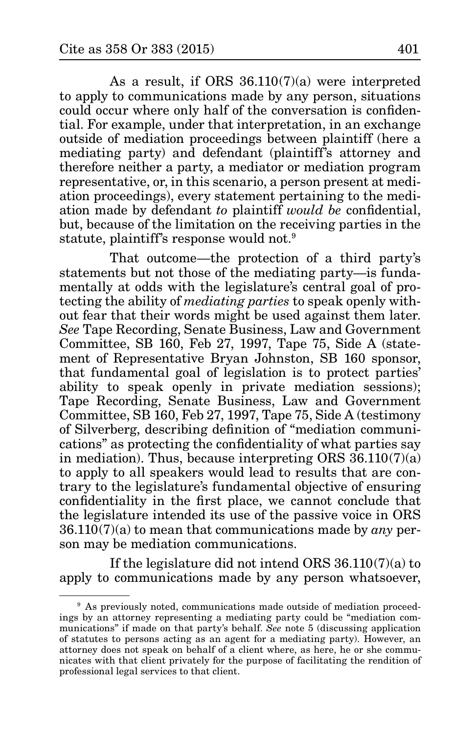As a result, if ORS 36.110(7)(a) were interpreted to apply to communications made by any person, situations could occur where only half of the conversation is confidential. For example, under that interpretation, in an exchange outside of mediation proceedings between plaintiff (here a mediating party) and defendant (plaintiff's attorney and therefore neither a party, a mediator or mediation program representative, or, in this scenario, a person present at mediation proceedings), every statement pertaining to the mediation made by defendant *to* plaintiff *would be* confidential, but, because of the limitation on the receiving parties in the statute, plaintiff's response would not.[9]

That outcome—the protection of a third party's statements but not those of the mediating party—is fundamentally at odds with the legislature's central goal of protecting the ability of *mediating parties* to speak openly without fear that their words might be used against them later. *See* Tape Recording, Senate Business, Law and Government Committee, SB 160, Feb 27, 1997, Tape 75, Side A (statement of Representative Bryan Johnston, SB 160 sponsor, that fundamental goal of legislation is to protect parties' ability to speak openly in private mediation sessions); Tape Recording, Senate Business, Law and Government Committee, SB 160, Feb 27, 1997, Tape 75, Side A (testimony of Silverberg, describing definition of "mediation communications" as protecting the confidentiality of what parties say in mediation). Thus, because interpreting ORS 36.110(7)(a) to apply to all speakers would lead to results that are contrary to the legislature's fundamental objective of ensuring confidentiality in the first place, we cannot conclude that the legislature intended its use of the passive voice in ORS 36.110(7)(a) to mean that communications made by *any* person may be mediation communications.

If the legislature did not intend ORS 36.110(7)(a) to apply to communications made by any person whatsoever,

---

[9] As previously noted, communications made outside of mediation proceedings by an attorney representing a mediating party could be "mediation communications" if made on that party's behalf. *See* note 5 (discussing application of statutes to persons acting as an agent for a mediating party). However, an attorney does not speak on behalf of a client where, as here, he or she communicates with that client privately for the purpose of facilitating the rendition of professional legal services to that client.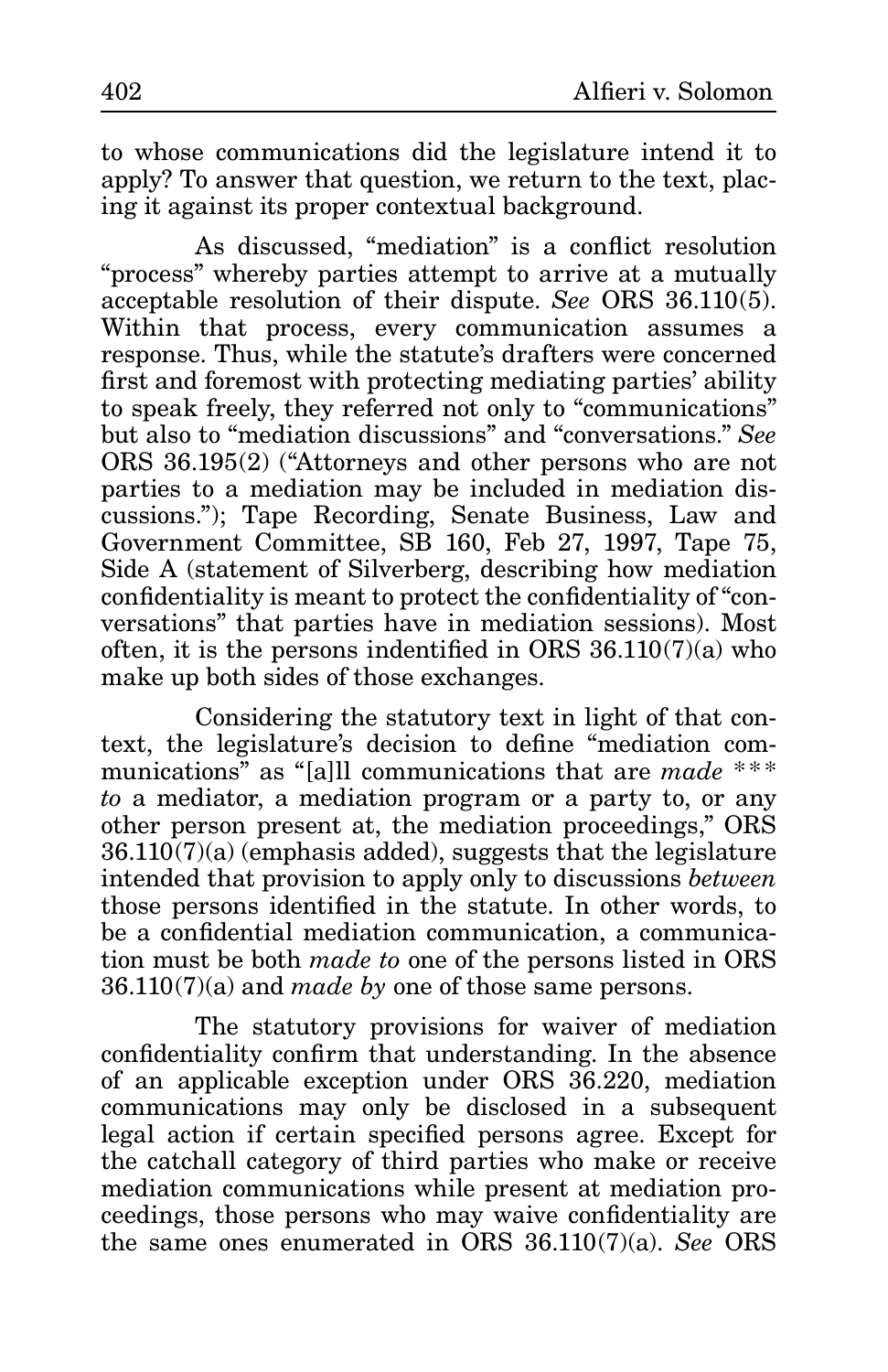to whose communications did the legislature intend it to apply? To answer that question, we return to the text, placing it against its proper contextual background.

As discussed, "mediation" is a conflict resolution "process" whereby parties attempt to arrive at a mutually acceptable resolution of their dispute. *See* ORS 36.110(5). Within that process, every communication assumes a response. Thus, while the statute's drafters were concerned first and foremost with protecting mediating parties' ability to speak freely, they referred not only to "communications" but also to "mediation discussions" and "conversations." *See* ORS 36.195(2) ("Attorneys and other persons who are not parties to a mediation may be included in mediation discussions."); Tape Recording, Senate Business, Law and Government Committee, SB 160, Feb 27, 1997, Tape 75, Side A (statement of Silverberg, describing how mediation confidentiality is meant to protect the confidentiality of "conversations" that parties have in mediation sessions). Most often, it is the persons indentified in ORS 36.110(7)(a) who make up both sides of those exchanges.

Considering the statutory text in light of that context, the legislature's decision to define "mediation communications" as "[a]ll communications that are *made* \*\*\* *to* a mediator, a mediation program or a party to, or any other person present at, the mediation proceedings," ORS 36.110(7)(a) (emphasis added), suggests that the legislature intended that provision to apply only to discussions *between* those persons identified in the statute. In other words, to be a confidential mediation communication, a communication must be both *made to* one of the persons listed in ORS 36.110(7)(a) and *made by* one of those same persons.

The statutory provisions for waiver of mediation confidentiality confirm that understanding. In the absence of an applicable exception under ORS 36.220, mediation communications may only be disclosed in a subsequent legal action if certain specified persons agree. Except for the catchall category of third parties who make or receive mediation communications while present at mediation proceedings, those persons who may waive confidentiality are the same ones enumerated in ORS 36.110(7)(a). *See* ORS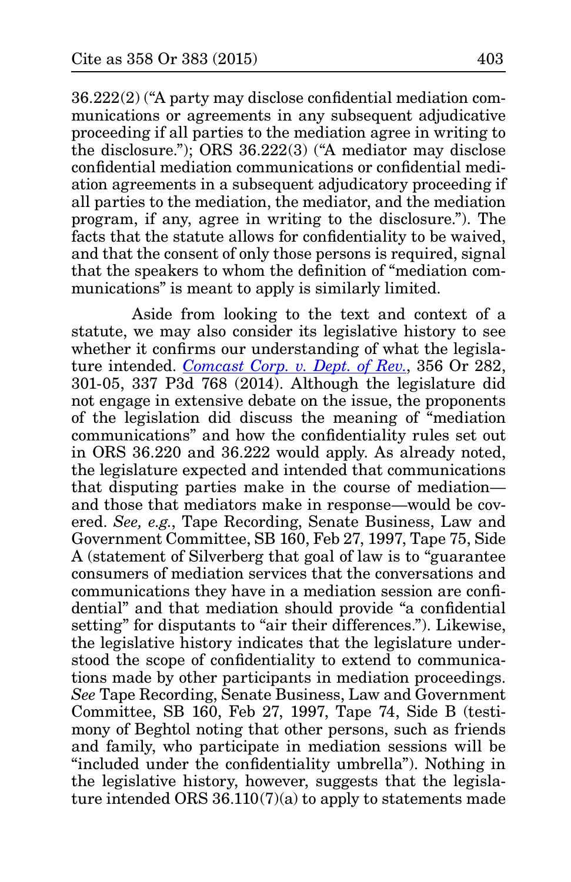36.222(2) ("A party may disclose confidential mediation communications or agreements in any subsequent adjudicative proceeding if all parties to the mediation agree in writing to the disclosure."); ORS 36.222(3) ("A mediator may disclose confidential mediation communications or confidential mediation agreements in a subsequent adjudicatory proceeding if all parties to the mediation, the mediator, and the mediation program, if any, agree in writing to the disclosure."). The facts that the statute allows for confidentiality to be waived, and that the consent of only those persons is required, signal that the speakers to whom the definition of "mediation communications" is meant to apply is similarly limited.

Aside from looking to the text and context of a statute, we may also consider its legislative history to see whether it confirms our understanding of what the legislature intended. *Comcast Corp. v. Dept. of Rev.*, 356 Or 282, 301-05, 337 P3d 768 (2014). Although the legislature did not engage in extensive debate on the issue, the proponents of the legislation did discuss the meaning of "mediation communications" and how the confidentiality rules set out in ORS 36.220 and 36.222 would apply. As already noted, the legislature expected and intended that communications that disputing parties make in the course of mediation—and those that mediators make in response—would be covered. *See, e.g.*, Tape Recording, Senate Business, Law and Government Committee, SB 160, Feb 27, 1997, Tape 75, Side A (statement of Silverberg that goal of law is to "guarantee consumers of mediation services that the conversations and communications they have in a mediation session are confidential" and that mediation should provide "a confidential setting" for disputants to "air their differences."). Likewise, the legislative history indicates that the legislature understood the scope of confidentiality to extend to communications made by other participants in mediation proceedings. *See* Tape Recording, Senate Business, Law and Government Committee, SB 160, Feb 27, 1997, Tape 74, Side B (testimony of Beghtol noting that other persons, such as friends and family, who participate in mediation sessions will be "included under the confidentiality umbrella"). Nothing in the legislative history, however, suggests that the legislature intended ORS 36.110(7)(a) to apply to statements made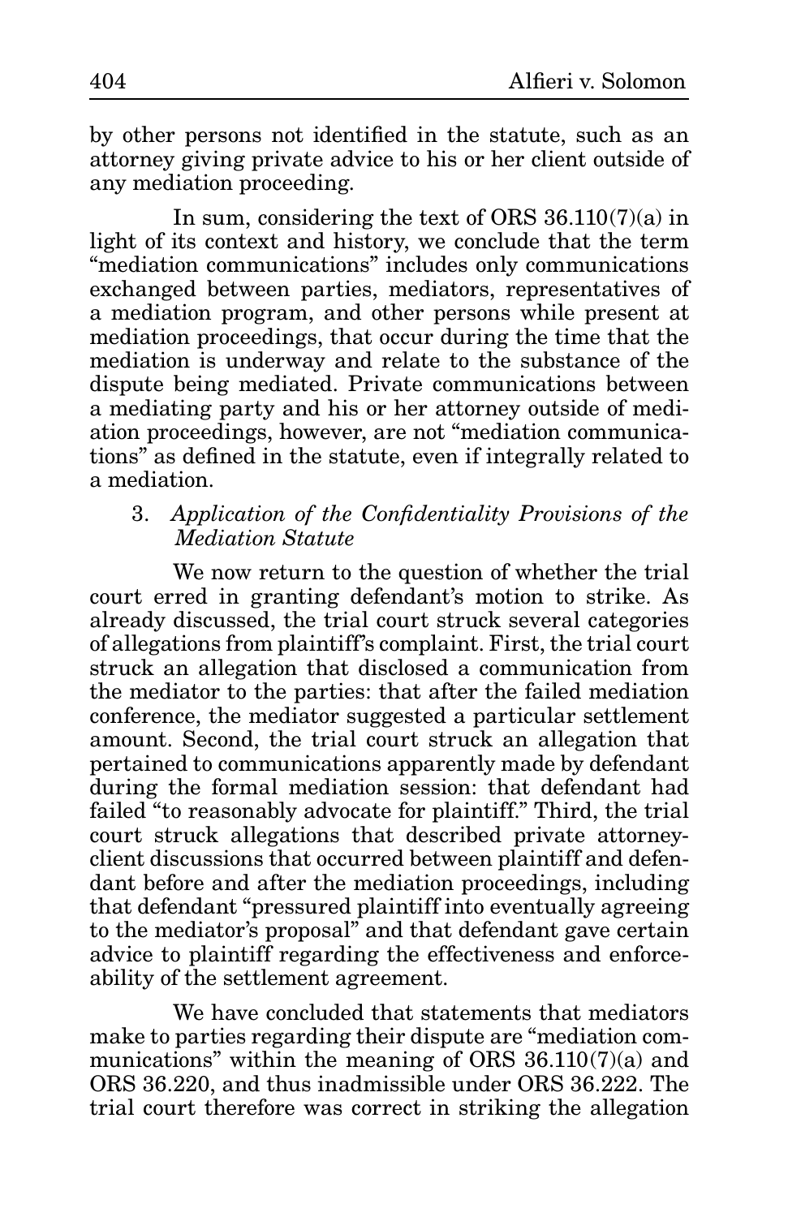by other persons not identified in the statute, such as an attorney giving private advice to his or her client outside of any mediation proceeding.

In sum, considering the text of ORS 36.110(7)(a) in light of its context and history, we conclude that the term "mediation communications" includes only communications exchanged between parties, mediators, representatives of a mediation program, and other persons while present at mediation proceedings, that occur during the time that the mediation is underway and relate to the substance of the dispute being mediated. Private communications between a mediating party and his or her attorney outside of mediation proceedings, however, are not "mediation communications" as defined in the statute, even if integrally related to a mediation.

### 3. *Application of the Confidentiality Provisions of the Mediation Statute*

We now return to the question of whether the trial court erred in granting defendant's motion to strike. As already discussed, the trial court struck several categories of allegations from plaintiff's complaint. First, the trial court struck an allegation that disclosed a communication from the mediator to the parties: that after the failed mediation conference, the mediator suggested a particular settlement amount. Second, the trial court struck an allegation that pertained to communications apparently made by defendant during the formal mediation session: that defendant had failed "to reasonably advocate for plaintiff." Third, the trial court struck allegations that described private attorney-client discussions that occurred between plaintiff and defendant before and after the mediation proceedings, including that defendant "pressured plaintiff into eventually agreeing to the mediator's proposal" and that defendant gave certain advice to plaintiff regarding the effectiveness and enforceability of the settlement agreement.

We have concluded that statements that mediators make to parties regarding their dispute are "mediation communications" within the meaning of ORS 36.110(7)(a) and ORS 36.220, and thus inadmissible under ORS 36.222. The trial court therefore was correct in striking the allegation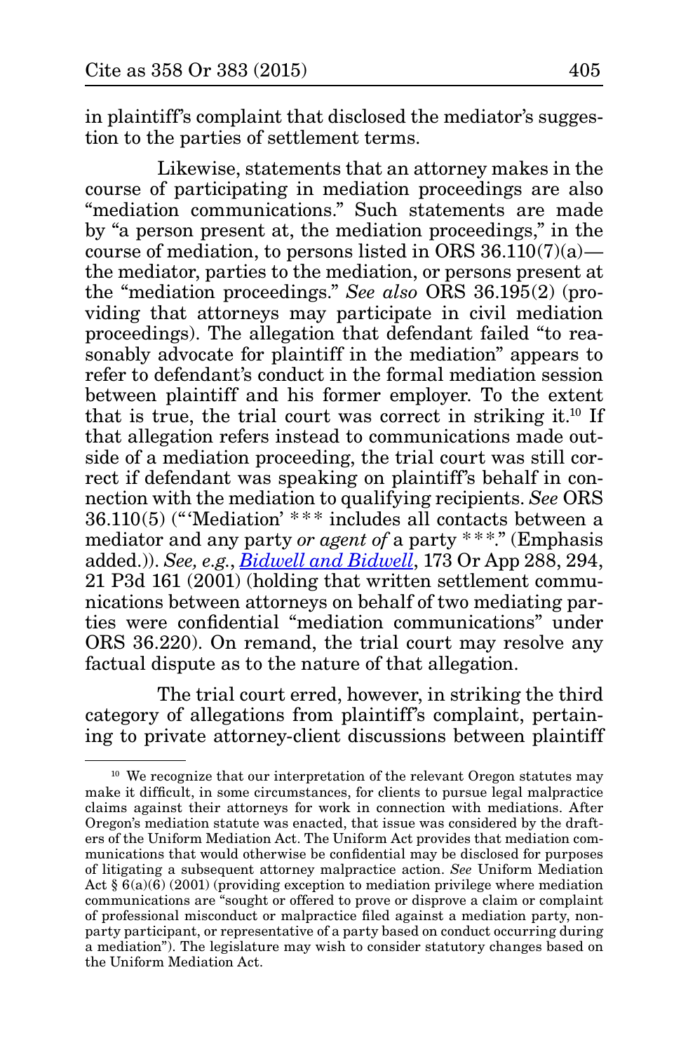in plaintiff's complaint that disclosed the mediator's suggestion to the parties of settlement terms.

Likewise, statements that an attorney makes in the course of participating in mediation proceedings are also "mediation communications." Such statements are made by "a person present at, the mediation proceedings," in the course of mediation, to persons listed in ORS 36.110(7)(a)—the mediator, parties to the mediation, or persons present at the "mediation proceedings." *See also* ORS 36.195(2) (providing that attorneys may participate in civil mediation proceedings). The allegation that defendant failed "to reasonably advocate for plaintiff in the mediation" appears to refer to defendant's conduct in the formal mediation session between plaintiff and his former employer. To the extent that is true, the trial court was correct in striking it.[10] If that allegation refers instead to communications made outside of a mediation proceeding, the trial court was still correct if defendant was speaking on plaintiff's behalf in connection with the mediation to qualifying recipients. *See* ORS 36.110(5) ("'Mediation' * * * includes all contacts between a mediator and any party *or agent of* a party * * *." (Emphasis added.)). *See, e.g.*, *Bidwell and Bidwell*, 173 Or App 288, 294, 21 P3d 161 (2001) (holding that written settlement communications between attorneys on behalf of two mediating parties were confidential "mediation communications" under ORS 36.220). On remand, the trial court may resolve any factual dispute as to the nature of that allegation.

The trial court erred, however, in striking the third category of allegations from plaintiff's complaint, pertaining to private attorney-client discussions between plaintiff

---

[10] We recognize that our interpretation of the relevant Oregon statutes may make it difficult, in some circumstances, for clients to pursue legal malpractice claims against their attorneys for work in connection with mediations. After Oregon's mediation statute was enacted, that issue was considered by the drafters of the Uniform Mediation Act. The Uniform Act provides that mediation communications that would otherwise be confidential may be disclosed for purposes of litigating a subsequent attorney malpractice action. *See* Uniform Mediation Act § 6(a)(6) (2001) (providing exception to mediation privilege where mediation communications are "sought or offered to prove or disprove a claim or complaint of professional misconduct or malpractice filed against a mediation party, nonparty participant, or representative of a party based on conduct occurring during a mediation"). The legislature may wish to consider statutory changes based on the Uniform Mediation Act.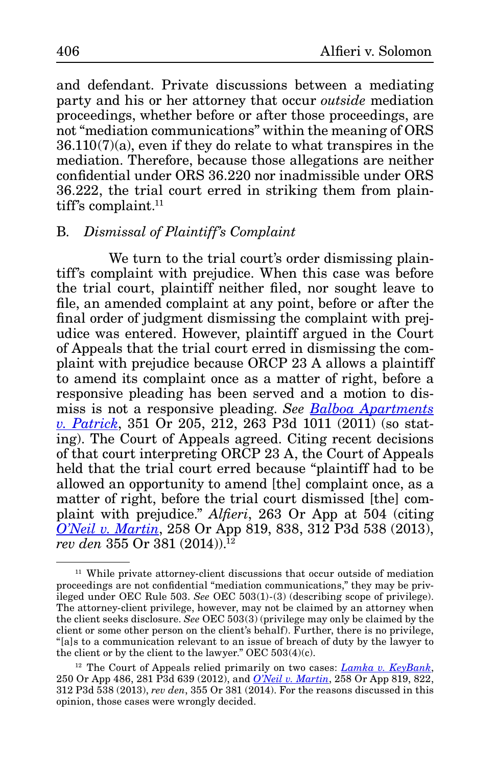and defendant. Private discussions between a mediating party and his or her attorney that occur *outside* mediation proceedings, whether before or after those proceedings, are not "mediation communications" within the meaning of ORS 36.110(7)(a), even if they do relate to what transpires in the mediation. Therefore, because those allegations are neither confidential under ORS 36.220 nor inadmissible under ORS 36.222, the trial court erred in striking them from plaintiff's complaint.[11]

B. *Dismissal of Plaintiff's Complaint*

We turn to the trial court's order dismissing plaintiff's complaint with prejudice. When this case was before the trial court, plaintiff neither filed, nor sought leave to file, an amended complaint at any point, before or after the final order of judgment dismissing the complaint with prejudice was entered. However, plaintiff argued in the Court of Appeals that the trial court erred in dismissing the complaint with prejudice because ORCP 23 A allows a plaintiff to amend its complaint once as a matter of right, before a responsive pleading has been served and a motion to dismiss is not a responsive pleading. *See* *Balboa Apartments v. Patrick*, 351 Or 205, 212, 263 P3d 1011 (2011) (so stating). The Court of Appeals agreed. Citing recent decisions of that court interpreting ORCP 23 A, the Court of Appeals held that the trial court erred because "plaintiff had to be allowed an opportunity to amend [the] complaint once, as a matter of right, before the trial court dismissed [the] complaint with prejudice." *Alfieri*, 263 Or App at 504 (citing *O'Neil v. Martin*, 258 Or App 819, 838, 312 P3d 538 (2013), *rev den* 355 Or 381 (2014)).[12]

---

[11] While private attorney-client discussions that occur outside of mediation proceedings are not confidential "mediation communications," they may be privileged under OEC Rule 503. *See* OEC 503(1)-(3) (describing scope of privilege). The attorney-client privilege, however, may not be claimed by an attorney when the client seeks disclosure. *See* OEC 503(3) (privilege may only be claimed by the client or some other person on the client's behalf). Further, there is no privilege, "[a]s to a communication relevant to an issue of breach of duty by the lawyer to the client or by the client to the lawyer." OEC 503(4)(c).

[12] The Court of Appeals relied primarily on two cases: *Lamka v. KeyBank*, 250 Or App 486, 281 P3d 639 (2012), and *O'Neil v. Martin*, 258 Or App 819, 822, 312 P3d 538 (2013), *rev den*, 355 Or 381 (2014). For the reasons discussed in this opinion, those cases were wrongly decided.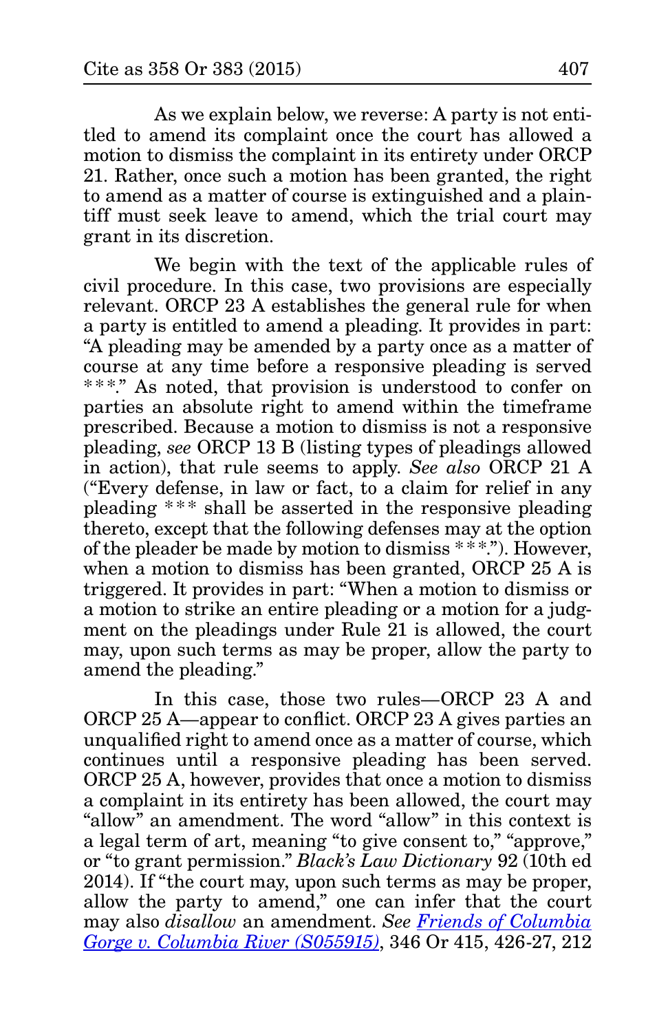As we explain below, we reverse: A party is not entitled to amend its complaint once the court has allowed a motion to dismiss the complaint in its entirety under ORCP 21. Rather, once such a motion has been granted, the right to amend as a matter of course is extinguished and a plaintiff must seek leave to amend, which the trial court may grant in its discretion.

We begin with the text of the applicable rules of civil procedure. In this case, two provisions are especially relevant. ORCP 23 A establishes the general rule for when a party is entitled to amend a pleading. It provides in part: "A pleading may be amended by a party once as a matter of course at any time before a responsive pleading is served * * *." As noted, that provision is understood to confer on parties an absolute right to amend within the timeframe prescribed. Because a motion to dismiss is not a responsive pleading, *see* ORCP 13 B (listing types of pleadings allowed in action), that rule seems to apply. *See also* ORCP 21 A ("Every defense, in law or fact, to a claim for relief in any pleading * * * shall be asserted in the responsive pleading thereto, except that the following defenses may at the option of the pleader be made by motion to dismiss * * *."). However, when a motion to dismiss has been granted, ORCP 25 A is triggered. It provides in part: "When a motion to dismiss or a motion to strike an entire pleading or a motion for a judgment on the pleadings under Rule 21 is allowed, the court may, upon such terms as may be proper, allow the party to amend the pleading."

In this case, those two rules—ORCP 23 A and ORCP 25 A—appear to conflict. ORCP 23 A gives parties an unqualified right to amend once as a matter of course, which continues until a responsive pleading has been served. ORCP 25 A, however, provides that once a motion to dismiss a complaint in its entirety has been allowed, the court may "allow" an amendment. The word "allow" in this context is a legal term of art, meaning "to give consent to," "approve," or "to grant permission." *Black's Law Dictionary* 92 (10th ed 2014). If "the court may, upon such terms as may be proper, allow the party to amend," one can infer that the court may also *disallow* an amendment. *See* *Friends of Columbia Gorge v. Columbia River (S055915)*, 346 Or 415, 426-27, 212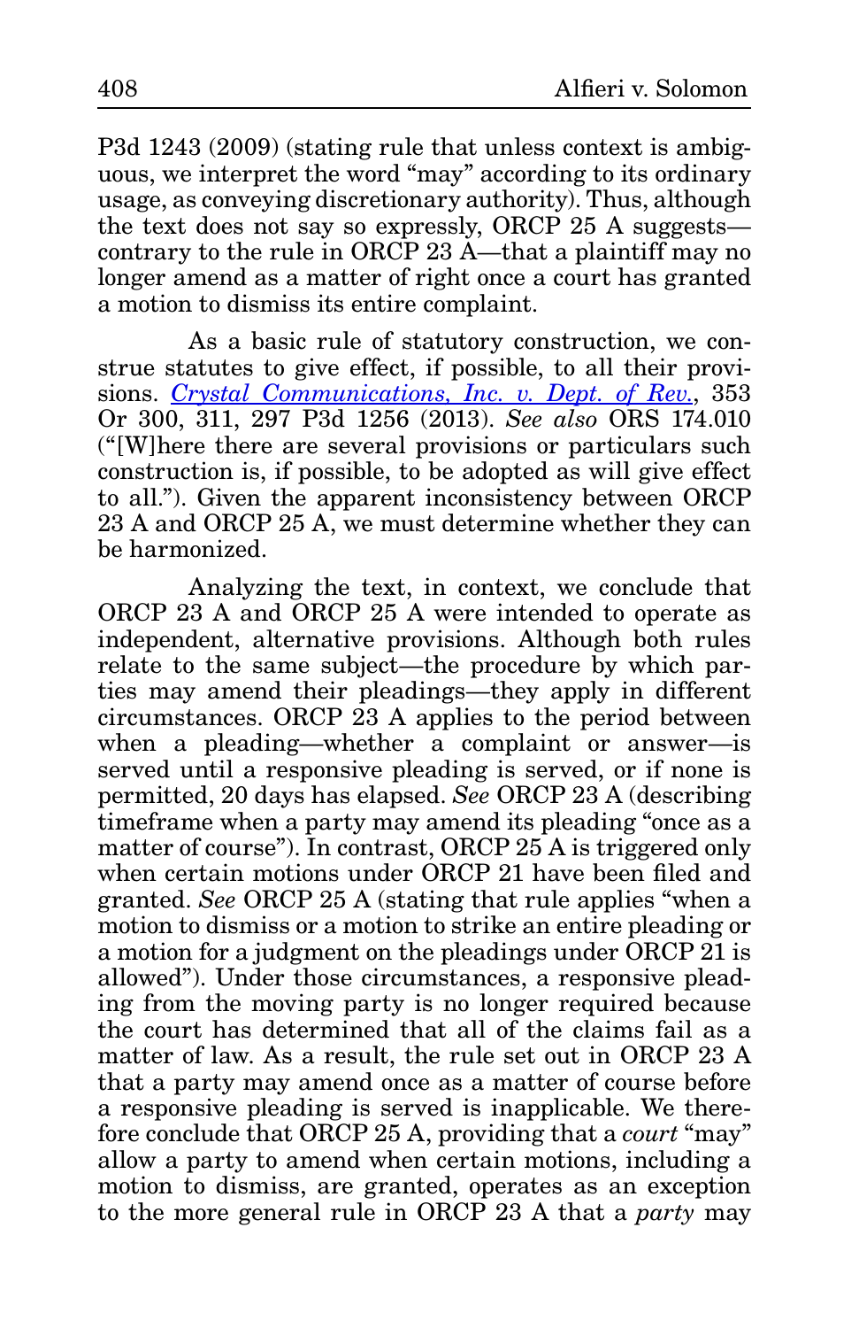P3d 1243 (2009) (stating rule that unless context is ambiguous, we interpret the word "may" according to its ordinary usage, as conveying discretionary authority). Thus, although the text does not say so expressly, ORCP 25 A suggests—contrary to the rule in ORCP 23 A—that a plaintiff may no longer amend as a matter of right once a court has granted a motion to dismiss its entire complaint.

As a basic rule of statutory construction, we construe statutes to give effect, if possible, to all their provisions. *Crystal Communications, Inc. v. Dept. of Rev.*, 353 Or 300, 311, 297 P3d 1256 (2013). *See also* ORS 174.010 ("[W]here there are several provisions or particulars such construction is, if possible, to be adopted as will give effect to all."). Given the apparent inconsistency between ORCP 23 A and ORCP 25 A, we must determine whether they can be harmonized.

Analyzing the text, in context, we conclude that ORCP 23 A and ORCP 25 A were intended to operate as independent, alternative provisions. Although both rules relate to the same subject—the procedure by which parties may amend their pleadings—they apply in different circumstances. ORCP 23 A applies to the period between when a pleading—whether a complaint or answer—is served until a responsive pleading is served, or if none is permitted, 20 days has elapsed. *See* ORCP 23 A (describing timeframe when a party may amend its pleading "once as a matter of course"). In contrast, ORCP 25 A is triggered only when certain motions under ORCP 21 have been filed and granted. *See* ORCP 25 A (stating that rule applies "when a motion to dismiss or a motion to strike an entire pleading or a motion for a judgment on the pleadings under ORCP 21 is allowed"). Under those circumstances, a responsive pleading from the moving party is no longer required because the court has determined that all of the claims fail as a matter of law. As a result, the rule set out in ORCP 23 A that a party may amend once as a matter of course before a responsive pleading is served is inapplicable. We therefore conclude that ORCP 25 A, providing that a *court* "may" allow a party to amend when certain motions, including a motion to dismiss, are granted, operates as an exception to the more general rule in ORCP 23 A that a *party* may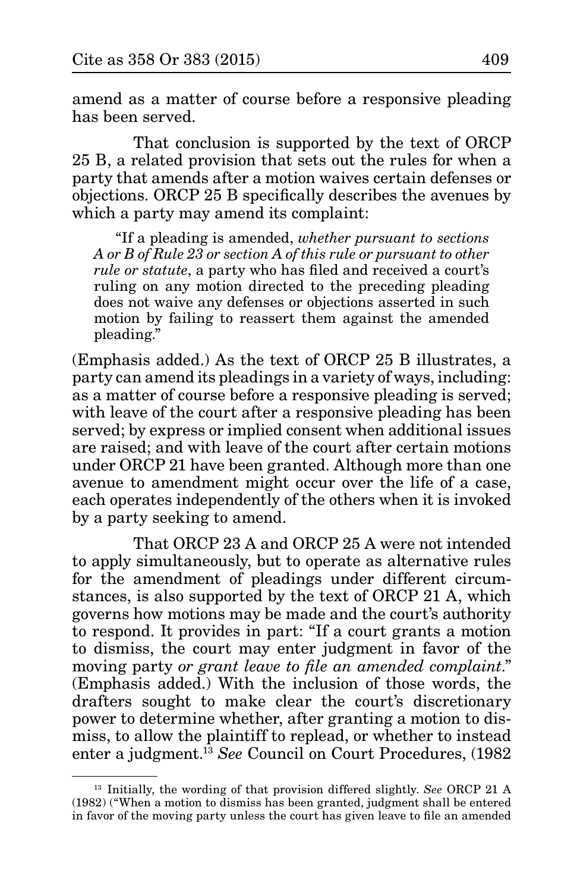amend as a matter of course before a responsive pleading has been served.

That conclusion is supported by the text of ORCP 25 B, a related provision that sets out the rules for when a party that amends after a motion waives certain defenses or objections. ORCP 25 B specifically describes the avenues by which a party may amend its complaint:

> "If a pleading is amended, *whether pursuant to sections A or B of Rule 23 or section A of this rule or pursuant to other rule or statute*, a party who has filed and received a court's ruling on any motion directed to the preceding pleading does not waive any defenses or objections asserted in such motion by failing to reassert them against the amended pleading."

(Emphasis added.) As the text of ORCP 25 B illustrates, a party can amend its pleadings in a variety of ways, including: as a matter of course before a responsive pleading is served; with leave of the court after a responsive pleading has been served; by express or implied consent when additional issues are raised; and with leave of the court after certain motions under ORCP 21 have been granted. Although more than one avenue to amendment might occur over the life of a case, each operates independently of the others when it is invoked by a party seeking to amend.

That ORCP 23 A and ORCP 25 A were not intended to apply simultaneously, but to operate as alternative rules for the amendment of pleadings under different circumstances, is also supported by the text of ORCP 21 A, which governs how motions may be made and the court's authority to respond. It provides in part: "If a court grants a motion to dismiss, the court may enter judgment in favor of the moving party *or grant leave to file an amended complaint*." (Emphasis added.) With the inclusion of those words, the drafters sought to make clear the court's discretionary power to determine whether, after granting a motion to dismiss, to allow the plaintiff to replead, or whether to instead enter a judgment.[13] *See* Council on Court Procedures, (1982

---

[13] Initially, the wording of that provision differed slightly. *See* ORCP 21 A (1982) ("When a motion to dismiss has been granted, judgment shall be entered in favor of the moving party unless the court has given leave to file an amended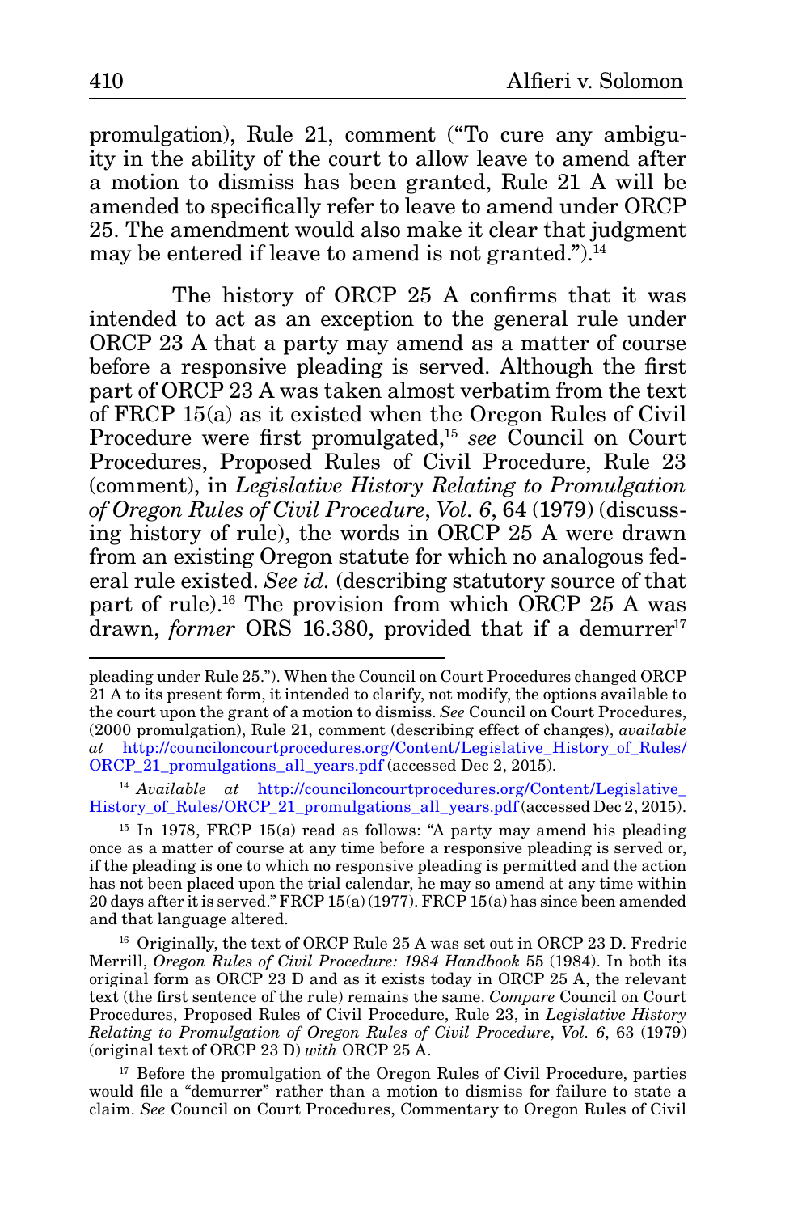promulgation), Rule 21, comment ("To cure any ambiguity in the ability of the court to allow leave to amend after a motion to dismiss has been granted, Rule 21 A will be amended to specifically refer to leave to amend under ORCP 25. The amendment would also make it clear that judgment may be entered if leave to amend is not granted.").[14]

The history of ORCP 25 A confirms that it was intended to act as an exception to the general rule under ORCP 23 A that a party may amend as a matter of course before a responsive pleading is served. Although the first part of ORCP 23 A was taken almost verbatim from the text of FRCP 15(a) as it existed when the Oregon Rules of Civil Procedure were first promulgated,[15] *see* Council on Court Procedures, Proposed Rules of Civil Procedure, Rule 23 (comment), in *Legislative History Relating to Promulgation of Oregon Rules of Civil Procedure*, *Vol. 6*, 64 (1979) (discussing history of rule), the words in ORCP 25 A were drawn from an existing Oregon statute for which no analogous federal rule existed. *See id.* (describing statutory source of that part of rule).[16] The provision from which ORCP 25 A was drawn, *former* ORS 16.380, provided that if a demurrer[17]

---

pleading under Rule 25."). When the Council on Court Procedures changed ORCP 21 A to its present form, it intended to clarify, not modify, the options available to the court upon the grant of a motion to dismiss. *See* Council on Court Procedures, (2000 promulgation), Rule 21, comment (describing effect of changes), *available at* http://counciloncourtprocedures.org/Content/Legislative_History_of_Rules/ORCP_21_promulgations_all_years.pdf (accessed Dec 2, 2015).

[14] *Available at* http://counciloncourtprocedures.org/Content/Legislative_History_of_Rules/ORCP_21_promulgations_all_years.pdf (accessed Dec 2, 2015).

[15] In 1978, FRCP 15(a) read as follows: "A party may amend his pleading once as a matter of course at any time before a responsive pleading is served or, if the pleading is one to which no responsive pleading is permitted and the action has not been placed upon the trial calendar, he may so amend at any time within 20 days after it is served." FRCP 15(a) (1977). FRCP 15(a) has since been amended and that language altered.

[16] Originally, the text of ORCP Rule 25 A was set out in ORCP 23 D. Fredric Merrill, *Oregon Rules of Civil Procedure: 1984 Handbook* 55 (1984). In both its original form as ORCP 23 D and as it exists today in ORCP 25 A, the relevant text (the first sentence of the rule) remains the same. *Compare* Council on Court Procedures, Proposed Rules of Civil Procedure, Rule 23, in *Legislative History Relating to Promulgation of Oregon Rules of Civil Procedure*, *Vol. 6*, 63 (1979) (original text of ORCP 23 D) *with* ORCP 25 A.

[17] Before the promulgation of the Oregon Rules of Civil Procedure, parties would file a "demurrer" rather than a motion to dismiss for failure to state a claim. *See* Council on Court Procedures, Commentary to Oregon Rules of Civil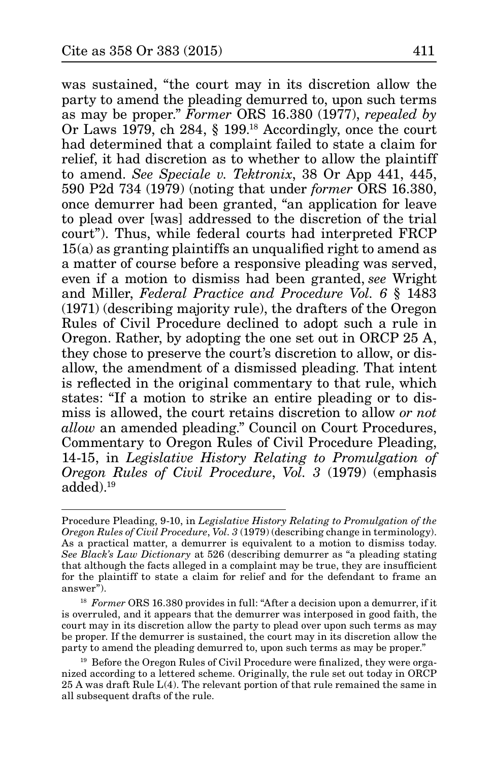was sustained, "the court may in its discretion allow the party to amend the pleading demurred to, upon such terms as may be proper." *Former* ORS 16.380 (1977), *repealed by* Or Laws 1979, ch 284, § 199.[18] Accordingly, once the court had determined that a complaint failed to state a claim for relief, it had discretion as to whether to allow the plaintiff to amend. *See Speciale v. Tektronix*, 38 Or App 441, 445, 590 P2d 734 (1979) (noting that under *former* ORS 16.380, once demurrer had been granted, "an application for leave to plead over [was] addressed to the discretion of the trial court"). Thus, while federal courts had interpreted FRCP 15(a) as granting plaintiffs an unqualified right to amend as a matter of course before a responsive pleading was served, even if a motion to dismiss had been granted, *see* Wright and Miller, *Federal Practice and Procedure Vol. 6* § 1483 (1971) (describing majority rule), the drafters of the Oregon Rules of Civil Procedure declined to adopt such a rule in Oregon. Rather, by adopting the one set out in ORCP 25 A, they chose to preserve the court's discretion to allow, or disallow, the amendment of a dismissed pleading. That intent is reflected in the original commentary to that rule, which states: "If a motion to strike an entire pleading or to dismiss is allowed, the court retains discretion to allow *or not allow* an amended pleading." Council on Court Procedures, Commentary to Oregon Rules of Civil Procedure Pleading, 14-15, in *Legislative History Relating to Promulgation of Oregon Rules of Civil Procedure*, *Vol. 3* (1979) (emphasis added).[19]

---

Procedure Pleading, 9-10, in *Legislative History Relating to Promulgation of the Oregon Rules of Civil Procedure*, *Vol. 3* (1979) (describing change in terminology). As a practical matter, a demurrer is equivalent to a motion to dismiss today. *See Black's Law Dictionary* at 526 (describing demurrer as "a pleading stating that although the facts alleged in a complaint may be true, they are insufficient for the plaintiff to state a claim for relief and for the defendant to frame an answer").

[18] *Former* ORS 16.380 provides in full: "After a decision upon a demurrer, if it is overruled, and it appears that the demurrer was interposed in good faith, the court may in its discretion allow the party to plead over upon such terms as may be proper. If the demurrer is sustained, the court may in its discretion allow the party to amend the pleading demurred to, upon such terms as may be proper."

[19] Before the Oregon Rules of Civil Procedure were finalized, they were organized according to a lettered scheme. Originally, the rule set out today in ORCP 25 A was draft Rule L(4). The relevant portion of that rule remained the same in all subsequent drafts of the rule.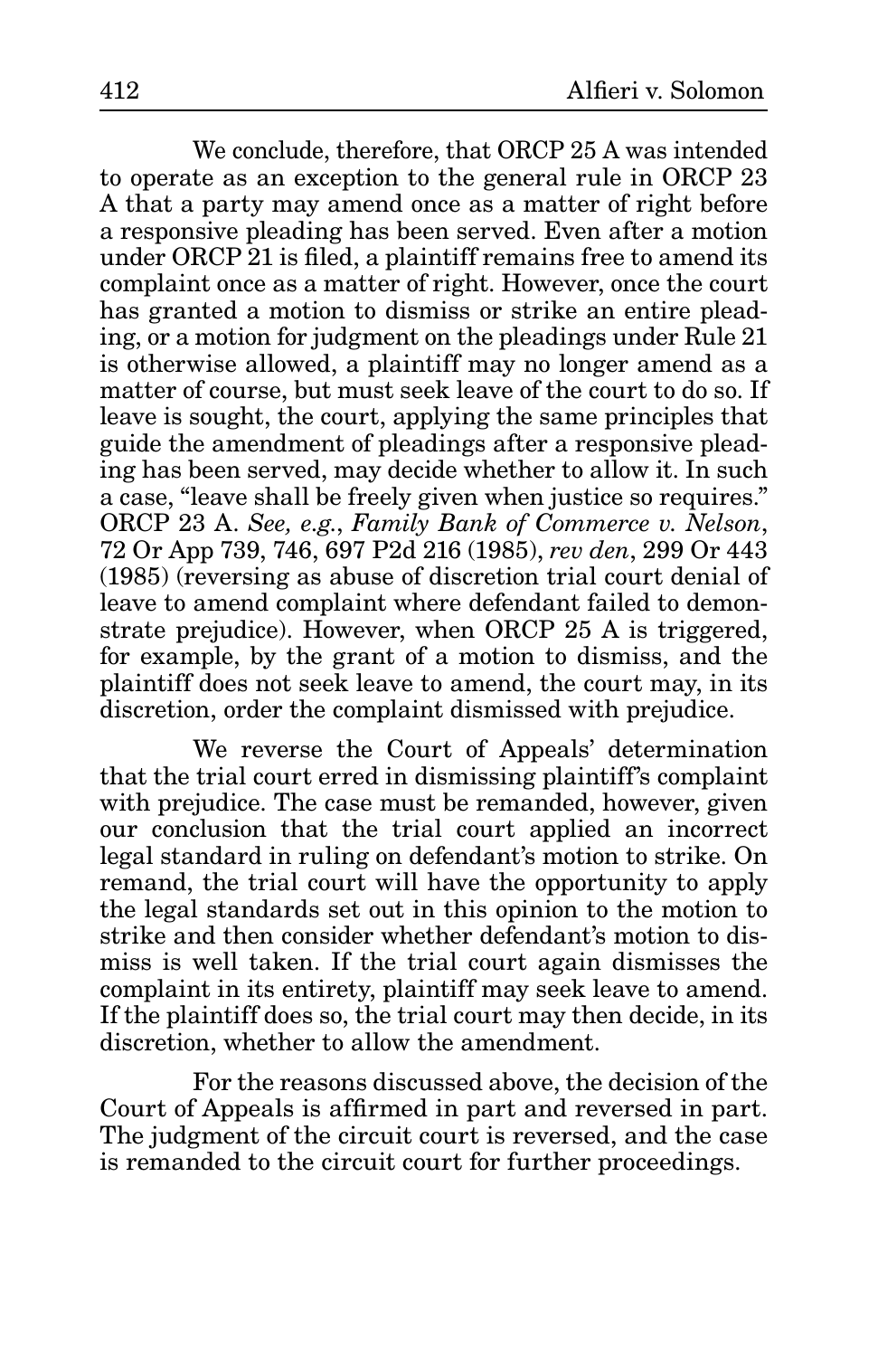We conclude, therefore, that ORCP 25 A was intended to operate as an exception to the general rule in ORCP 23 A that a party may amend once as a matter of right before a responsive pleading has been served. Even after a motion under ORCP 21 is filed, a plaintiff remains free to amend its complaint once as a matter of right. However, once the court has granted a motion to dismiss or strike an entire pleading, or a motion for judgment on the pleadings under Rule 21 is otherwise allowed, a plaintiff may no longer amend as a matter of course, but must seek leave of the court to do so. If leave is sought, the court, applying the same principles that guide the amendment of pleadings after a responsive pleading has been served, may decide whether to allow it. In such a case, "leave shall be freely given when justice so requires." ORCP 23 A. *See, e.g.*, *Family Bank of Commerce v. Nelson*, 72 Or App 739, 746, 697 P2d 216 (1985), *rev den*, 299 Or 443 (1985) (reversing as abuse of discretion trial court denial of leave to amend complaint where defendant failed to demonstrate prejudice). However, when ORCP 25 A is triggered, for example, by the grant of a motion to dismiss, and the plaintiff does not seek leave to amend, the court may, in its discretion, order the complaint dismissed with prejudice.

We reverse the Court of Appeals' determination that the trial court erred in dismissing plaintiff's complaint with prejudice. The case must be remanded, however, given our conclusion that the trial court applied an incorrect legal standard in ruling on defendant's motion to strike. On remand, the trial court will have the opportunity to apply the legal standards set out in this opinion to the motion to strike and then consider whether defendant's motion to dismiss is well taken. If the trial court again dismisses the complaint in its entirety, plaintiff may seek leave to amend. If the plaintiff does so, the trial court may then decide, in its discretion, whether to allow the amendment.

For the reasons discussed above, the decision of the Court of Appeals is affirmed in part and reversed in part. The judgment of the circuit court is reversed, and the case is remanded to the circuit court for further proceedings.